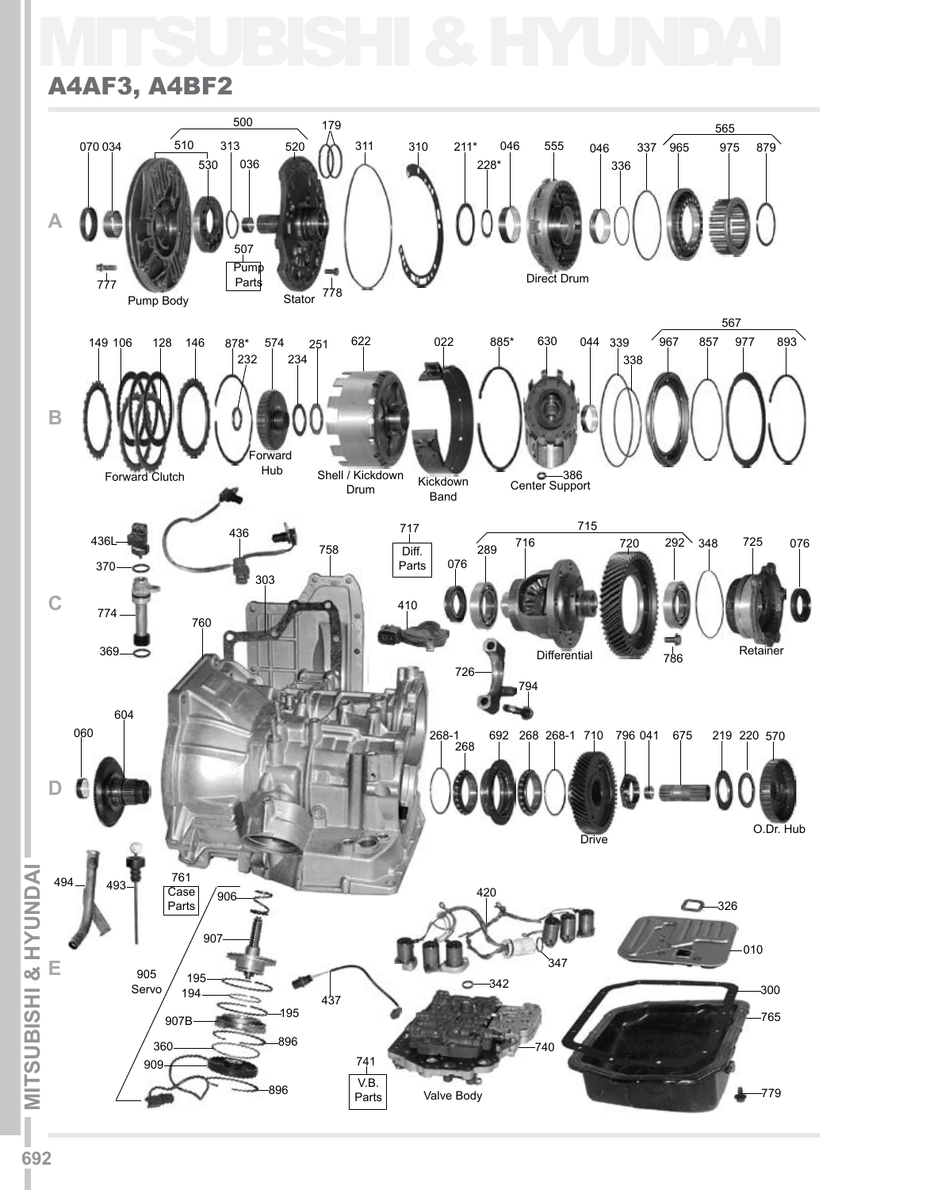# MITSUBISHI & HYUNDAI

## A4AF3, A4BF2

A

070 034 510 500 313 530 036 520 179 311 310 211* 228* 046 555 046 336 337 565 965 975 879

777 Pump Body 507 Pump Parts Stator 778 Direct Drum

B

149 106 128 146 878* 232 574 234 251 622 022 885* 630 044 339 338 567 967 857 977 893

Forward Clutch Forward Hub Shell / Kickdown Drum Kickdown Band 386 Center Support

C

436L 370 774 369 436 303 758 760 717 Diff. Parts 410 076 289 716 715 720 292 348 725 076

726 794 Differential 786 Retainer

D

060 604 268-1 268 692 268 268-1 710 796 041 675 219 220 570

Drive O.Dr. Hub

E

494 493 761 Case Parts 906 907 905 Servo 195 194 195 907B 360 896 909 896

420 347 342 437 741 V.B. Parts 740 Valve Body

326 010 300 765 779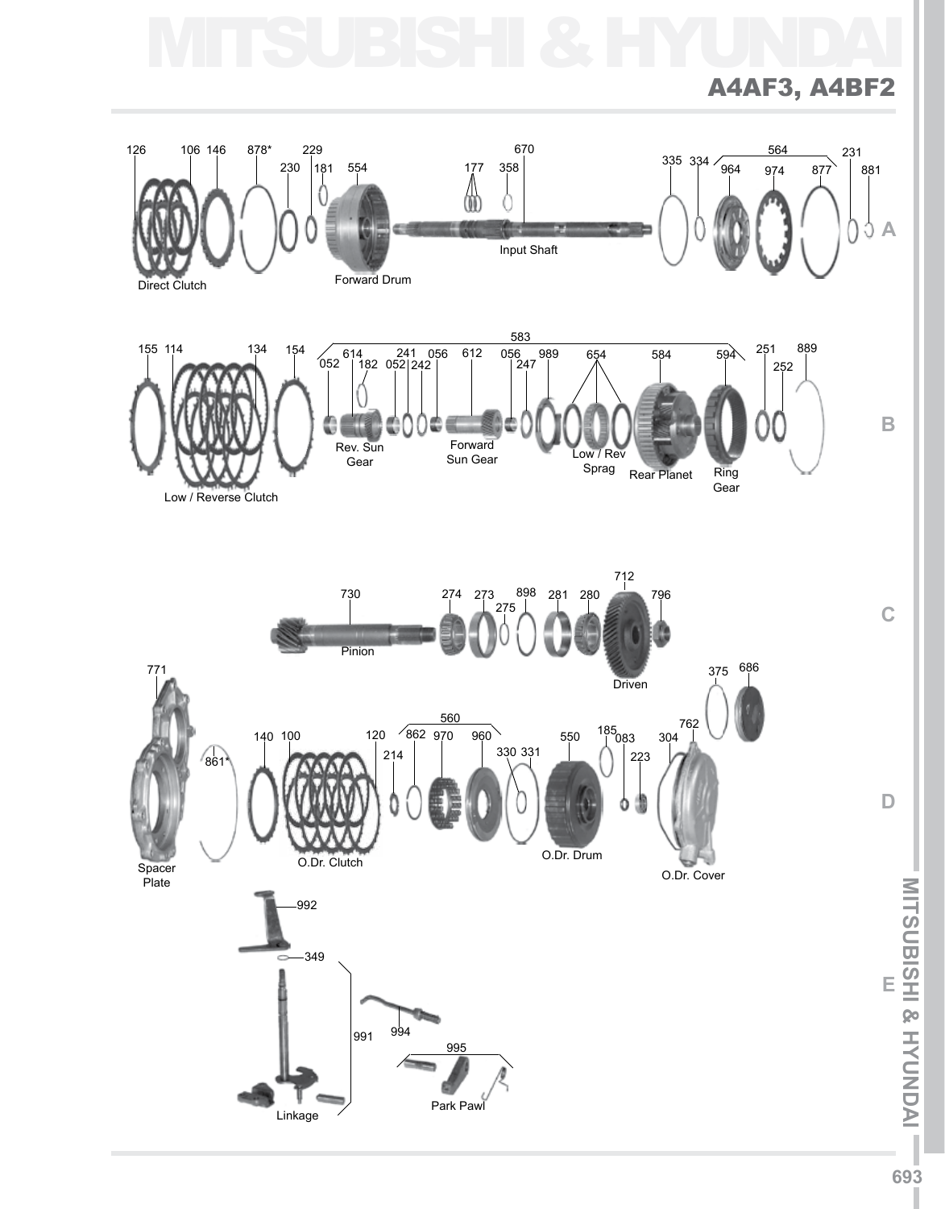# MITSUBISHI & HYUNDAI

## A4AF3, A4BF2

126 106 146 878* 229 230 181 554 177 358 670 335 334 564 964 974 877 231 881

Direct Clutch

Forward Drum

Input Shaft

155 114 134 154 583 052 614 182 052 241 242 056 612 056 247 989 654 584 594 251 252 889

Low / Reverse Clutch

Rev. Sun Gear

Forward Sun Gear

Low / Rev Sprag

Rear Planet

Ring Gear

730 274 273 275 898 281 280 712 796

Pinion

Driven

771 861* 140 100 120 214 560 862 970 960 330 331 550 185 083 223 304 762 375 686

Spacer Plate

O.Dr. Clutch

O.Dr. Drum

O.Dr. Cover

992 349 991 994 995

Linkage

Park Pawl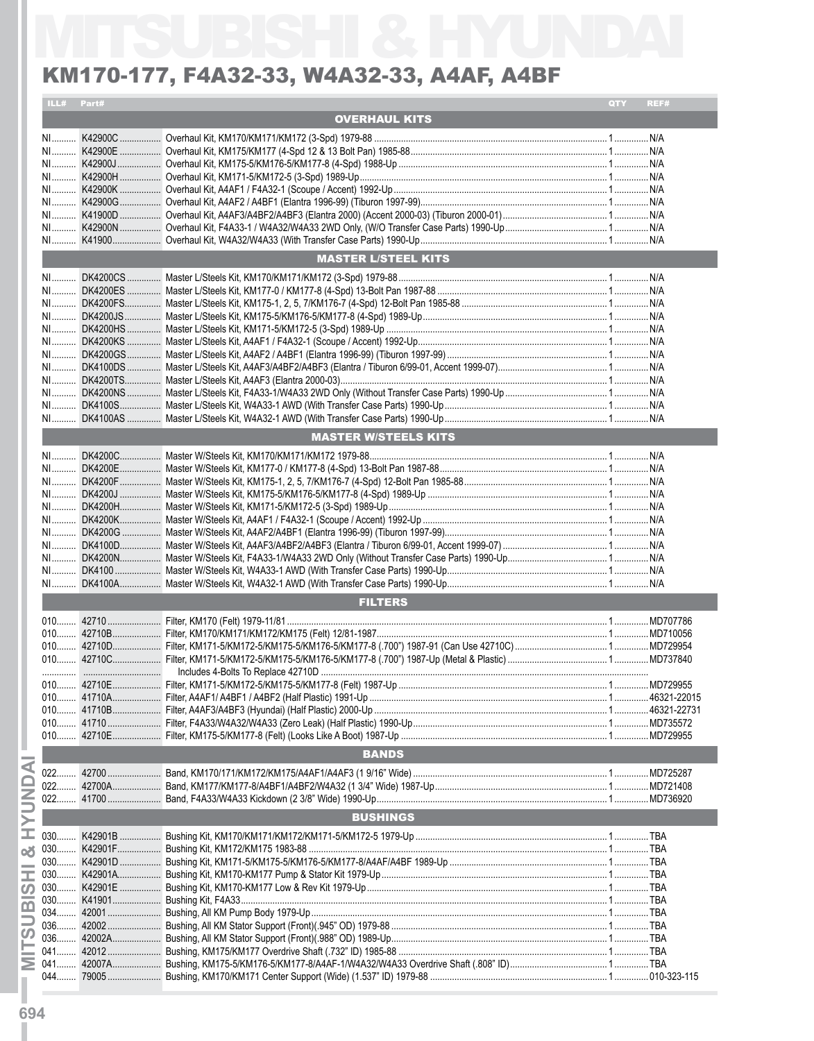# MITSUBISHI & HYUNDAI

## KM170-177, F4A32-33, W4A32-33, A4AF, A4BF

| ILL# | Part# | Description | QTY | REF# |
|---|---|---|---|---|
| | | **OVERHAUL KITS** | | |
| NI | K42900C | Overhaul Kit, KM170/KM171/KM172 (3-Spd) 1979-88 | 1 | N/A |
| NI | K42900E | Overhaul Kit, KM175/KM177 (4-Spd 12 & 13 Bolt Pan) 1985-88 | 1 | N/A |
| NI | K42900J | Overhaul Kit, KM175-5/KM176-5/KM177-8 (4-Spd) 1988-Up | 1 | N/A |
| NI | K42900H | Overhaul Kit, KM171-5/KM172-5 (3-Spd) 1989-Up | 1 | N/A |
| NI | K42900K | Overhaul Kit, A4AF1 / F4A32-1 (Scoupe / Accent) 1992-Up | 1 | N/A |
| NI | K42900G | Overhaul Kit, A4AF2 / A4BF1 (Elantra 1996-99) (Tiburon 1997-99) | 1 | N/A |
| NI | K41900D | Overhaul Kit, A4AF3/A4BF2/A4BF3 (Elantra 2000) (Accent 2000-03) (Tiburon 2000-01) | 1 | N/A |
| NI | K42900N | Overhaul Kit, F4A33-1 / W4A32/W4A33 2WD Only, (W/O Transfer Case Parts) 1990-Up | 1 | N/A |
| NI | K41900 | Overhaul Kit, W4A32/W4A33 (With Transfer Case Parts) 1990-Up | 1 | N/A |
| | | **MASTER L/STEEL KITS** | | |
| NI | DK4200CS | Master L/Steels Kit, KM170/KM171/KM172 (3-Spd) 1979-88 | 1 | N/A |
| NI | DK4200ES | Master L/Steels Kit, KM177-0 / KM177-8 (4-Spd) 13-Bolt Pan 1987-88 | 1 | N/A |
| NI | DK4200FS | Master L/Steels Kit, KM175-1, 2, 5, 7/KM176-7 (4-Spd) 12-Bolt Pan 1985-88 | 1 | N/A |
| NI | DK4200JS | Master L/Steels Kit, KM175-5/KM176-5/KM177-8 (4-Spd) 1989-Up | 1 | N/A |
| NI | DK4200HS | Master L/Steels Kit, KM171-5/KM172-5 (3-Spd) 1989-Up | 1 | N/A |
| NI | DK4200KS | Master L/Steels Kit, A4AF1 / F4A32-1 (Scoupe / Accent) 1992-Up | 1 | N/A |
| NI | DK4200GS | Master L/Steels Kit, A4AF2 / A4BF1 (Elantra 1996-99) (Tiburon 1997-99) | 1 | N/A |
| NI | DK4100DS | Master L/Steels Kit, A4AF3/A4BF2/A4BF3 (Elantra / Tiburon 6/99-01, Accent 1999-07) | 1 | N/A |
| NI | DK4200TS | Master L/Steels Kit, A4AF3 (Elantra 2000-03) | 1 | N/A |
| NI | DK4200NS | Master L/Steels Kit, F4A33-1/W4A33 2WD Only (Without Transfer Case Parts) 1990-Up | 1 | N/A |
| NI | DK4100S | Master L/Steels Kit, W4A33-1 AWD (With Transfer Case Parts) 1990-Up | 1 | N/A |
| NI | DK4100AS | Master L/Steels Kit, W4A32-1 AWD (With Transfer Case Parts) 1990-Up | 1 | N/A |
| | | **MASTER W/STEELS KITS** | | |
| NI | DK4200C | Master W/Steels Kit, KM170/KM171/KM172 1979-88 | 1 | N/A |
| NI | DK4200E | Master W/Steels Kit, KM177-0 / KM177-8 (4-Spd) 13-Bolt Pan 1987-88 | 1 | N/A |
| NI | DK4200F | Master W/Steels Kit, KM175-1, 2, 5, 7/KM176-7 (4-Spd) 12-Bolt Pan 1985-88 | 1 | N/A |
| NI | DK4200J | Master W/Steels Kit, KM175-5/KM176-5/KM177-8 (4-Spd) 1989-Up | 1 | N/A |
| NI | DK4200H | Master W/Steels Kit, KM171-5/KM172-5 (3-Spd) 1989-Up | 1 | N/A |
| NI | DK4200K | Master W/Steels Kit, A4AF1 / F4A32-1 (Scoupe / Accent) 1992-Up | 1 | N/A |
| NI | DK4200G | Master W/Steels Kit, A4AF2/A4BF1 (Elantra 1996-99) (Tiburon 1997-99) | 1 | N/A |
| NI | DK4100D | Master W/Steels Kit, A4AF3/A4BF2/A4BF3 (Elantra / Tiburon 6/99-01, Accent 1999-07) | 1 | N/A |
| NI | DK4200N | Master W/Steels Kit, F4A33-1/W4A33 2WD Only (Without Transfer Case Parts) 1990-Up | 1 | N/A |
| NI | DK4100 | Master W/Steels Kit, W4A33-1 AWD (With Transfer Case Parts) 1990-Up | 1 | N/A |
| NI | DK4100A | Master W/Steels Kit, W4A32-1 AWD (With Transfer Case Parts) 1990-Up | 1 | N/A |
| | | **FILTERS** | | |
| 010 | 42710 | Filter, KM170 (Felt) 1979-11/81 | 1 | MD707786 |
| 010 | 42710B | Filter, KM170/KM171/KM172/KM175 (Felt) 12/81-1987 | 1 | MD710056 |
| 010 | 42710D | Filter, KM171-5/KM172-5/KM175-5/KM176-5/KM177-8 (.700") 1987-91 (Can Use 42710C) | 1 | MD729954 |
| 010 | 42710C | Filter, KM171-5/KM172-5/KM175-5/KM176-5/KM177-8 (.700") 1987-Up (Metal & Plastic) | 1 | MD737840 |
| | | Includes 4-Bolts To Replace 42710D | | |
| 010 | 42710E | Filter, KM171-5/KM172-5/KM175-5/KM177-8 (Felt) 1987-Up | 1 | MD729955 |
| 010 | 41710A | Filter, A4AF1/ A4BF1 / A4BF2 (Half Plastic) 1991-Up | 1 | 46321-22015 |
| 010 | 41710B | Filter, A4AF3/A4BF3 (Hyundai) (Half Plastic) 2000-Up | 1 | 46321-22731 |
| 010 | 41710 | Filter, F4A33/W4A32/W4A33 (Zero Leak) (Half Plastic) 1990-Up | 1 | MD735572 |
| 010 | 42710E | Filter, KM175-5/KM177-8 (Felt) (Looks Like A Boot) 1987-Up | 1 | MD729955 |
| | | **BANDS** | | |
| 022 | 42700 | Band, KM170/171/KM172/KM175/A4AF1/A4AF3 (1 9/16" Wide) | 1 | MD725287 |
| 022 | 42700A | Band, KM177/KM177-8/A4BF1/A4BF2/W4A32 (1 3/4" Wide) 1987-Up | 1 | MD721408 |
| 022 | 41700 | Band, F4A33/W4A33 Kickdown (2 3/8" Wide) 1990-Up | 1 | MD736920 |
| | | **BUSHINGS** | | |
| 030 | K42901B | Bushing Kit, KM170/KM171/KM172/KM171-5/KM172-5 1979-Up | 1 | TBA |
| 030 | K42901F | Bushing Kit, KM172/KM175 1983-88 | 1 | TBA |
| 030 | K42901D | Bushing Kit, KM171-5/KM175-5/KM176-5/KM177-8/A4AF/A4BF 1989-Up | 1 | TBA |
| 030 | K42901A | Bushing Kit, KM170-KM177 Pump & Stator Kit 1979-Up | 1 | TBA |
| 030 | K42901E | Bushing Kit, KM170-KM177 Low & Rev Kit 1979-Up | 1 | TBA |
| 030 | K41901 | Bushing Kit, F4A33 | 1 | TBA |
| 034 | 42001 | Bushing, All KM Pump Body 1979-Up | 1 | TBA |
| 036 | 42002 | Bushing, All KM Stator Support (Front)(.945" OD) 1979-88 | 1 | TBA |
| 036 | 42002A | Bushing, All KM Stator Support (Front)(.988" OD) 1989-Up | 1 | TBA |
| 041 | 42012 | Bushing, KM175/KM177 Overdrive Shaft (.732" ID) 1985-88 | 1 | TBA |
| 041 | 42007A | Bushing, KM175-5/KM176-5/KM177-8/A4AF-1/W4A32/W4A33 Overdrive Shaft (.808" ID) | 1 | TBA |
| 044 | 79005 | Bushing, KM170/KM171 Center Support (Wide) (1.537" ID) 1979-88 | 1 | 010-323-115 |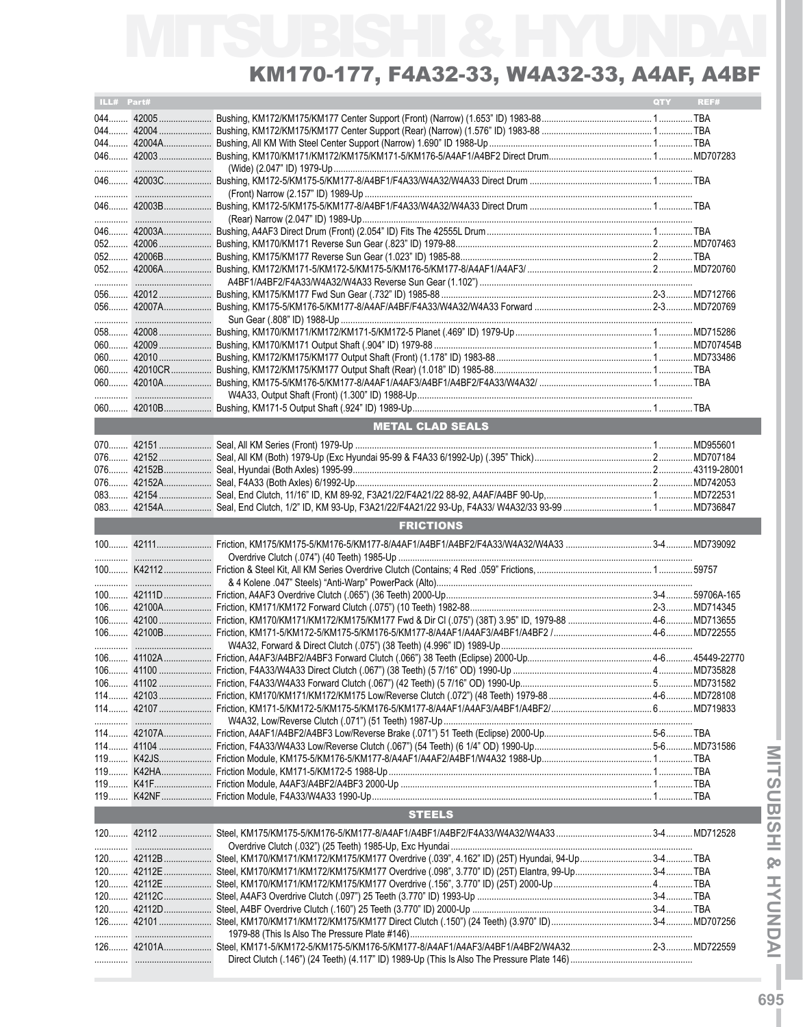# MITSUBISHI & HYUNDAI

## KM170-177, F4A32-33, W4A32-33, A4AF, A4BF

| ILL# | Part# | | QTY | REF# |
|---|---|---|---|---|
| 044 | 42005 | Bushing, KM172/KM175/KM177 Center Support (Front) (Narrow) (1.653" ID) 1983-88 | 1 | TBA |
| 044 | 42004 | Bushing, KM172/KM175/KM177 Center Support (Rear) (Narrow) (1.576" ID) 1983-88 | 1 | TBA |
| 044 | 42004A | Bushing, All KM With Steel Center Support (Narrow) 1.690" ID 1988-Up | 1 | TBA |
| 046 | 42003 | Bushing, KM170/KM171/KM172/KM175/KM171-5/KM176-5/A4AF1/A4BF2 Direct Drum (Wide) (2.047" ID) 1979-Up | 1 | MD707283 |
| 046 | 42003C | Bushing, KM172-5/KM175-5/KM177-8/A4BF1/F4A33/W4A32/W4A33 Direct Drum (Front) Narrow (2.157" ID) 1989-Up | 1 | TBA |
| 046 | 42003B | Bushing, KM172-5/KM175-5/KM177-8/A4BF1/F4A33/W4A32/W4A33 Direct Drum (Rear) Narrow (2.047" ID) 1989-Up | 1 | TBA |
| 046 | 42003A | Bushing, A4AF3 Direct Drum (Front) (2.054" ID) Fits The 42555L Drum | 1 | TBA |
| 052 | 42006 | Bushing, KM170/KM171 Reverse Sun Gear (.823" ID) 1979-88 | 2 | MD707463 |
| 052 | 42006B | Bushing, KM175/KM177 Reverse Sun Gear (1.023" ID) 1985-88 | 2 | TBA |
| 052 | 42006A | Bushing, KM172/KM171-5/KM172-5/KM175-5/KM176-5/KM177-8/A4AF1/A4AF3/ A4BF1/A4BF2/F4A33/W4A32/W4A33 Reverse Sun Gear (1.102") | 2 | MD720760 |
| 056 | 42012 | Bushing, KM175/KM177 Fwd Sun Gear (.732" ID) 1985-88 | 2-3 | MD712766 |
| 056 | 42007A | Bushing, KM175-5/KM176-5/KM177-8/A4AF/A4BF/F4A33/W4A32/W4A33 Forward Sun Gear (.808" ID) 1988-Up | 2-3 | MD720769 |
| 058 | 42008 | Bushing, KM170/KM171/KM172/KM171-5/KM172-5 Planet (.469" ID) 1979-Up | 1 | MD715286 |
| 060 | 42009 | Bushing, KM170/KM171 Output Shaft (.904" ID) 1979-88 | 1 | MD707454B |
| 060 | 42010 | Bushing, KM172/KM175/KM177 Output Shaft (Front) (1.178" ID) 1983-88 | 1 | MD733486 |
| 060 | 42010CR | Bushing, KM172/KM175/KM177 Output Shaft (Rear) (1.018" ID) 1985-88 | 1 | TBA |
| 060 | 42010A | Bushing, KM175-5/KM176-5/KM177-8/A4AF1/A4AF3/A4BF1/A4BF2/F4A33/W4A32/ W4A33, Output Shaft (Front) (1.300" ID) 1988-Up | 1 | TBA |
| 060 | 42010B | Bushing, KM171-5 Output Shaft (.924" ID) 1989-Up | 1 | TBA |
| | | **METAL CLAD SEALS** | | |
| 070 | 42151 | Seal, All KM Series (Front) 1979-Up | 1 | MD955601 |
| 076 | 42152 | Seal, All KM (Both) 1979-Up (Exc Hyundai 95-99 & F4A33 6/1992-Up) (.395" Thick) | 2 | MD707184 |
| 076 | 42152B | Seal, Hyundai (Both Axles) 1995-99 | 2 | 43119-28001 |
| 076 | 42152A | Seal, F4A33 (Both Axles) 6/1992-Up | 2 | MD742053 |
| 083 | 42154 | Seal, End Clutch, 11/16" ID, KM 89-92, F3A21/22/F4A21/22 88-92, A4AF/A4BF 90-Up, | 1 | MD722531 |
| 083 | 42154A | Seal, End Clutch, 1/2" ID, KM 93-Up, F3A21/22/F4A21/22 93-Up, F4A33/ W4A32/33 93-99 | 1 | MD736847 |
| | | **FRICTIONS** | | |
| 100 | 42111 | Friction, KM175/KM175-5/KM176-5/KM177-8/A4AF1/A4BF1/A4BF2/F4A33/W4A32/W4A33 Overdrive Clutch (.074") (40 Teeth) 1985-Up | 3-4 | MD739092 |
| 100 | K42112 | Friction & Steel Kit, All KM Series Overdrive Clutch (Contains; 4 Red .059" Frictions, & 4 Kolene .047" Steels) "Anti-Warp" PowerPack (Alto) | 1 | 59757 |
| 100 | 42111D | Friction, A4AF3 Overdrive Clutch (.065") (36 Teeth) 2000-Up | 3-4 | 59706A-165 |
| 106 | 42100A | Friction, KM171/KM172 Forward Clutch (.075") (10 Teeth) 1982-88 | 2-3 | MD714345 |
| 106 | 42100 | Friction, KM170/KM171/KM172/KM175/KM177 Fwd & Dir Cl (.075") (38T) 3.95" ID, 1979-88 | 4-6 | MD713655 |
| 106 | 42100B | Friction, KM171-5/KM172-5/KM175-5/KM176-5/KM177-8/A4AF1/A4AF3/A4BF1/A4BF2 / W4A32, Forward & Direct Clutch (.075") (38 Teeth) (4.996" ID) 1989-Up | 4-6 | MD722555 |
| 106 | 41102A | Friction, A4AF3/A4BF2/A4BF3 Forward Clutch (.066") 38 Teeth (Eclipse) 2000-Up | 4-6 | 45449-22770 |
| 106 | 41100 | Friction, F4A33/W4A33 Direct Clutch (.067") (38 Teeth) (5 7/16" OD) 1990-Up | 4 | MD735828 |
| 106 | 41102 | Friction, F4A33/W4A33 Forward Clutch (.067") (42 Teeth) (5 7/16" OD) 1990-Up | 5 | MD731582 |
| 114 | 42103 | Friction, KM170/KM171/KM172/KM175 Low/Reverse Clutch (.072") (48 Teeth) 1979-88 | 4-6 | MD728108 |
| 114 | 42107 | Friction, KM171-5/KM172-5/KM175-5/KM176-5/KM177-8/A4AF1/A4AF3/A4BF1/A4BF2/ W4A32, Low/Reverse Clutch (.071") (51 Teeth) 1987-Up | 6 | MD719833 |
| 114 | 42107A | Friction, A4AF1/A4BF2/A4BF3 Low/Reverse Brake (.071") 51 Teeth (Eclipse) 2000-Up | 5-6 | TBA |
| 114 | 41104 | Friction, F4A33/W4A33 Low/Reverse Clutch (.067") (54 Teeth) (6 1/4" OD) 1990-Up | 5-6 | MD731586 |
| 119 | K42JS | Friction Module, KM175-5/KM176-5/KM177-8/A4AF1/A4AF2/A4BF1/W4A32 1988-Up | 1 | TBA |
| 119 | K42HA | Friction Module, KM171-5/KM172-5 1988-Up | 1 | TBA |
| 119 | K41F | Friction Module, A4AF3/A4BF2/A4BF3 2000-Up | 1 | TBA |
| 119 | K42NF | Friction Module, F4A33/W4A33 1990-Up | 1 | TBA |
| | | **STEELS** | | |
| 120 | 42112 | Steel, KM175/KM175-5/KM176-5/KM177-8/A4AF1/A4BF1/A4BF2/F4A33/W4A32/W4A33 Overdrive Clutch (.032") (25 Teeth) 1985-Up, Exc Hyundai | 3-4 | MD712528 |
| 120 | 42112B | Steel, KM170/KM171/KM172/KM175/KM177 Overdrive (.039", 4.162" ID) (25T) Hyundai, 94-Up | 3-4 | TBA |
| 120 | 42112E | Steel, KM170/KM171/KM172/KM175/KM177 Overdrive (.098", 3.770" ID) (25T) Elantra, 99-Up | 3-4 | TBA |
| 120 | 42112E | Steel, KM170/KM171/KM172/KM175/KM177 Overdrive (.156", 3.770" ID) (25T) 2000-Up | 4 | TBA |
| 120 | 42112C | Steel, A4AF3 Overdrive Clutch (.097") 25 Teeth (3.770" ID) 1993-Up | 3-4 | TBA |
| 120 | 42112D | Steel, A4BF Overdrive Clutch (.160") 25 Teeth (3.770" ID) 2000-Up | 3-4 | TBA |
| 126 | 42101 | Steel, KM170/KM171/KM172/KM175/KM177 Direct Clutch (.150") (24 Teeth) (3.970" ID) 1979-88 (This Is Also The Pressure Plate #146) | 3-4 | MD707256 |
| 126 | 42101A | Steel, KM171-5/KM172-5/KM175-5/KM176-5/KM177-8/A4AF1/A4AF3/A4BF1/A4BF2/W4A32 Direct Clutch (.146") (24 Teeth) (4.117" ID) 1989-Up (This Is Also The Pressure Plate 146) | 2-3 | MD722559 |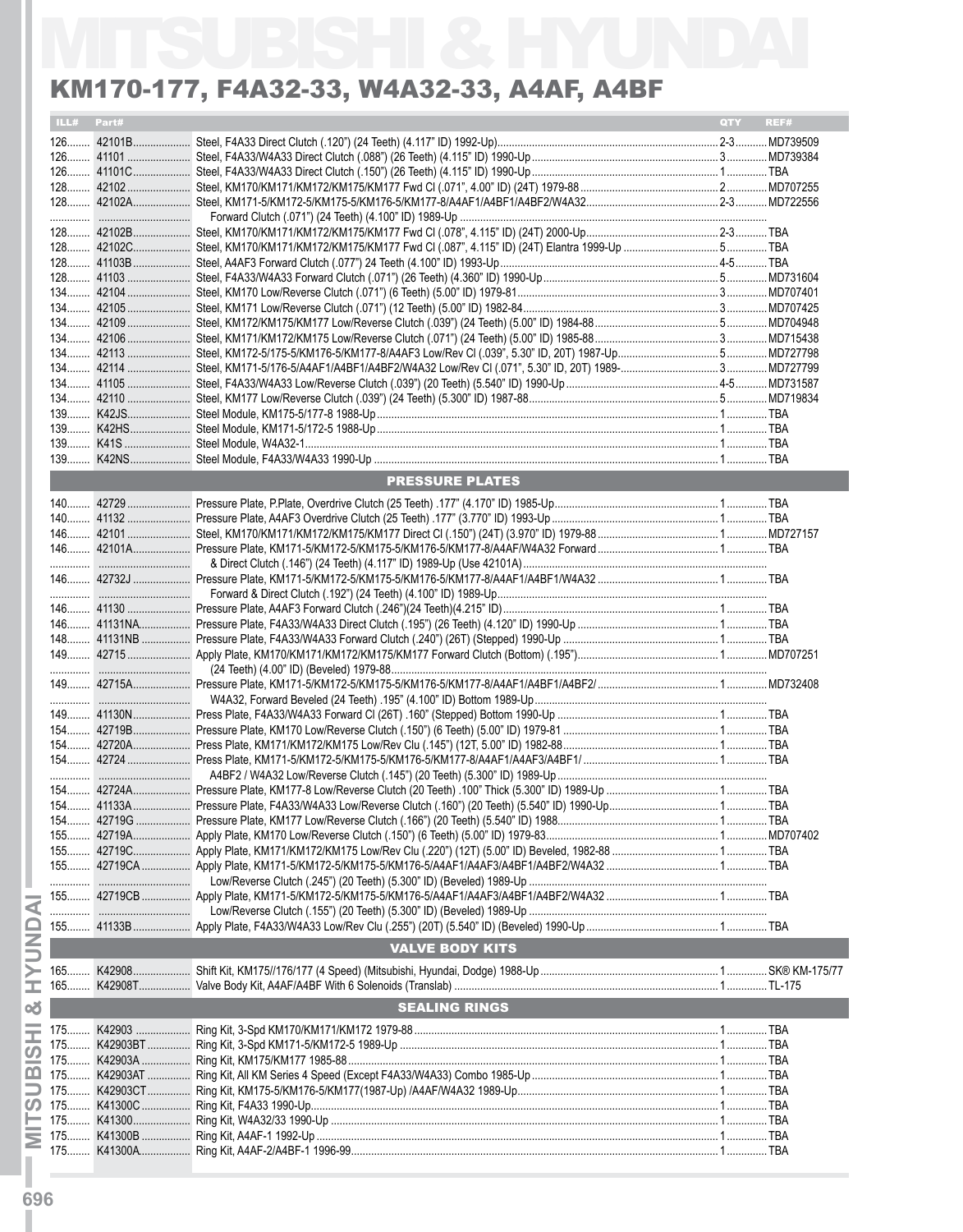# MITSUBISHI & HYUNDAI

## KM170-177, F4A32-33, W4A32-33, A4AF, A4BF

| ILL# | Part# | | QTY | REF# |
|---|---|---|---|---|
| 126 | 42101B | Steel, F4A33 Direct Clutch (.120") (24 Teeth) (4.117" ID) 1992-Up) | 2-3 | MD739509 |
| 126 | 41101 | Steel, F4A33/W4A33 Direct Clutch (.088") (26 Teeth) (4.115" ID) 1990-Up | 3 | MD739384 |
| 126 | 41101C | Steel, F4A33/W4A33 Direct Clutch (.150") (26 Teeth) (4.115" ID) 1990-Up | 1 | TBA |
| 128 | 42102 | Steel, KM170/KM171/KM172/KM175/KM177 Fwd Cl (.071", 4.00" ID) (24T) 1979-88 | 2 | MD707255 |
| 128 | 42102A | Steel, KM171-5/KM172-5/KM175-5/KM176-5/KM177-8/A4AF1/A4BF1/A4BF2/W4A32 Forward Clutch (.071") (24 Teeth) (4.100" ID) 1989-Up | 2-3 | MD722556 |
| 128 | 42102B | Steel, KM170/KM171/KM172/KM175/KM177 Fwd Cl (.078", 4.115" ID) (24T) 2000-Up | 2-3 | TBA |
| 128 | 42102C | Steel, KM170/KM171/KM172/KM175/KM177 Fwd Cl (.087", 4.115" ID) (24T) Elantra 1999-Up | 5 | TBA |
| 128 | 41103B | Steel, A4AF3 Forward Clutch (.077") 24 Teeth (4.100" ID) 1993-Up | 4-5 | TBA |
| 128 | 41103 | Steel, F4A33/W4A33 Forward Clutch (.071") (26 Teeth) (4.360" ID) 1990-Up | 5 | MD731604 |
| 134 | 42104 | Steel, KM170 Low/Reverse Clutch (.071") (6 Teeth) (5.00" ID) 1979-81 | 3 | MD707401 |
| 134 | 42105 | Steel, KM171 Low/Reverse Clutch (.071") (12 Teeth) (5.00" ID) 1982-84 | 3 | MD707425 |
| 134 | 42109 | Steel, KM172/KM175/KM177 Low/Reverse Clutch (.039") (24 Teeth) (5.00" ID) 1984-88 | 5 | MD704948 |
| 134 | 42106 | Steel, KM171/KM172/KM175 Low/Reverse Clutch (.071") (24 Teeth) (5.00" ID) 1985-88 | 3 | MD715438 |
| 134 | 42113 | Steel, KM172-5/175-5/KM176-5/KM177-8/A4AF3 Low/Rev Cl (.039", 5.30" ID, 20T) 1989-Up | 5 | MD727798 |
| 134 | 42114 | Steel, KM171-5/176-5/A4AF1/A4BF1/A4BF2/W4A32 Low/Rev Cl (.071", 5.30" ID, 20T) 1989- | 3 | MD727799 |
| 134 | 41105 | Steel, F4A33/W4A33 Low/Reverse Clutch (.039") (20 Teeth) (5.540" ID) 1990-Up | 4-5 | MD731587 |
| 134 | 42110 | Steel, KM177 Low/Reverse Clutch (.039") (24 Teeth) (5.300" ID) 1987-88 | 5 | MD719834 |
| 139 | K42JS | Steel Module, KM175-5/177-8 1988-Up | 1 | TBA |
| 139 | K42HS | Steel Module, KM171-5/172-5 1988-Up | 1 | TBA |
| 139 | K41S | Steel Module, W4A32-1 | 1 | TBA |
| 139 | K42NS | Steel Module, F4A33/W4A33 1990-Up | 1 | TBA |
| | | **PRESSURE PLATES** | | |
| 140 | 42729 | Pressure Plate, P.Plate, Overdrive Clutch (25 Teeth) .177" (4.170" ID) 1985-Up | 1 | TBA |
| 140 | 41132 | Pressure Plate, A4AF3 Overdrive Clutch (25 Teeth) .177" (3.770" ID) 1993-Up | 1 | TBA |
| 146 | 42101 | Steel, KM170/KM171/KM172/KM175/KM177 Direct Cl (.150") (24T) (3.970" ID) 1979-88 | 1 | MD727157 |
| 146 | 42101A | Pressure Plate, KM171-5/KM172-5/KM175-5/KM176-5/KM177-8/A4AF/W4A32 Forward & Direct Clutch (.146") (24 Teeth) (4.117" ID) 1989-Up (Use 42101A) | 1 | TBA |
| 146 | 42732J | Pressure Plate, KM171-5/KM172-5/KM175-5/KM176-5/KM177-8/A4AF1/A4BF1/W4A32 Forward & Direct Clutch (.192") (24 Teeth) (4.100" ID) 1989-Up | 1 | TBA |
| 146 | 41130 | Pressure Plate, A4AF3 Forward Clutch (.246")(24 Teeth)(4.215" ID) | 1 | TBA |
| 146 | 41131NA | Pressure Plate, F4A33/W4A33 Direct Clutch (.195") (26 Teeth) (4.120" ID) 1990-Up | 1 | TBA |
| 148 | 41131NB | Pressure Plate, F4A33/W4A33 Forward Clutch (.240") (26T) (Stepped) 1990-Up | 1 | TBA |
| 149 | 42715 | Apply Plate, KM170/KM171/KM172/KM175/KM177 Forward Clutch (Bottom) (.195") (24 Teeth) (4.00" ID) (Beveled) 1979-88 | 1 | MD707251 |
| 149 | 42715A | Pressure Plate, KM171-5/KM172-5/KM175-5/KM176-5/KM177-8/A4AF1/A4BF1/A4BF2/ W4A32, Forward Beveled (24 Teeth) .195" (4.100" ID) Bottom 1989-Up | 1 | MD732408 |
| 149 | 41130N | Press Plate, F4A33/W4A33 Forward Cl (26T) .160" (Stepped) Bottom 1990-Up | 1 | TBA |
| 154 | 42719B | Pressure Plate, KM170 Low/Reverse Clutch (.150") (6 Teeth) (5.00" ID) 1979-81 | 1 | TBA |
| 154 | 42720A | Press Plate, KM171/KM172/KM175 Low/Rev Clu (.145") (12T, 5.00" ID) 1982-88 | 1 | TBA |
| 154 | 42724 | Press Plate, KM171-5/KM172-5/KM175-5/KM176-5/KM177-8/A4AF1/A4AF3/A4BF1/ A4BF2 / W4A32 Low/Reverse Clutch (.145") (20 Teeth) (5.300" ID) 1989-Up | 1 | TBA |
| 154 | 42724A | Pressure Plate, KM177-8 Low/Reverse Clutch (20 Teeth) .100" Thick (5.300" ID) 1989-Up | 1 | TBA |
| 154 | 41133A | Pressure Plate, F4A33/W4A33 Low/Reverse Clutch (.160") (20 Teeth) (5.540" ID) 1990-Up | 1 | TBA |
| 154 | 42719G | Pressure Plate, KM177 Low/Reverse Clutch (.166") (20 Teeth) (5.540" ID) 1988 | 1 | TBA |
| 155 | 42719A | Apply Plate, KM170 Low/Reverse Clutch (.150") (6 Teeth) (5.00" ID) 1979-83 | 1 | MD707402 |
| 155 | 42719C | Apply Plate, KM171/KM172/KM175 Low/Rev Clu (.220") (12T) (5.00" ID) Beveled, 1982-88 | 1 | TBA |
| 155 | 42719CA | Apply Plate, KM171-5/KM172-5/KM175-5/KM176-5/A4AF1/A4AF3/A4BF1/A4BF2/W4A32 Low/Reverse Clutch (.245") (20 Teeth) (5.300" ID) (Beveled) 1989-Up | 1 | TBA |
| 155 | 42719CB | Apply Plate, KM171-5/KM172-5/KM175-5/KM176-5/A4AF1/A4AF3/A4BF1/A4BF2/W4A32 Low/Reverse Clutch (.155") (20 Teeth) (5.300" ID) (Beveled) 1989-Up | 1 | TBA |
| 155 | 41133B | Apply Plate, F4A33/W4A33 Low/Rev Clu (.255") (20T) (5.540" ID) (Beveled) 1990-Up | 1 | TBA |
| | | **VALVE BODY KITS** | | |
| 165 | K42908 | Shift Kit, KM175//176/177 (4 Speed) (Mitsubishi, Hyundai, Dodge) 1988-Up | 1 | SK® KM-175/77 |
| 165 | K42908T | Valve Body Kit, A4AF/A4BF With 6 Solenoids (Translab) | 1 | TL-175 |
| | | **SEALING RINGS** | | |
| 175 | K42903 | Ring Kit, 3-Spd KM170/KM171/KM172 1979-88 | 1 | TBA |
| 175 | K42903BT | Ring Kit, 3-Spd KM171-5/KM172-5 1989-Up | 1 | TBA |
| 175 | K42903A | Ring Kit, KM175/KM177 1985-88 | 1 | TBA |
| 175 | K42903AT | Ring Kit, All KM Series 4 Speed (Except F4A33/W4A33) Combo 1985-Up | 1 | TBA |
| 175 | K42903CT | Ring Kit, KM175-5/KM176-5/KM177(1987-Up) /A4AF/W4A32 1989-Up | 1 | TBA |
| 175 | K41300C | Ring Kit, F4A33 1990-Up | 1 | TBA |
| 175 | K41300 | Ring Kit, W4A32/33 1990-Up | 1 | TBA |
| 175 | K41300B | Ring Kit, A4AF-1 1992-Up | 1 | TBA |
| 175 | K41300A | Ring Kit, A4AF-2/A4BF-1 1996-99 | 1 | TBA |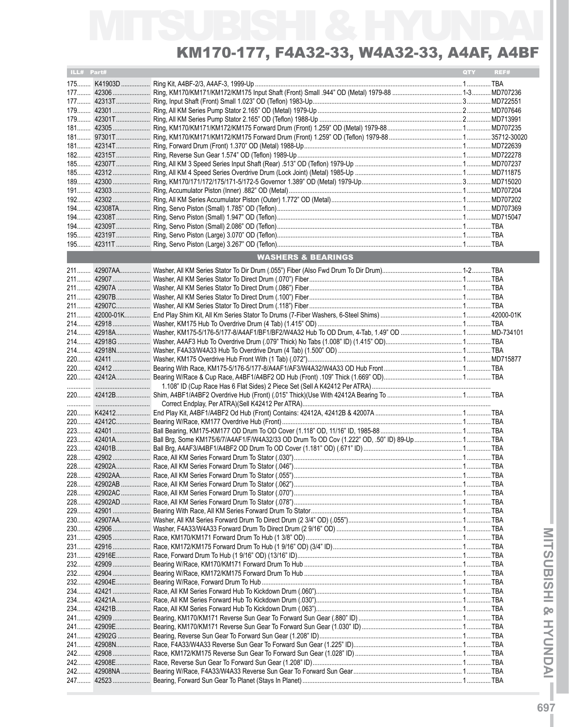# MITSUBISHI & HYUNDAI

## KM170-177, F4A32-33, W4A32-33, A4AF, A4BF

| ILL# | Part# | | QTY | REF# |
|---|---|---|---|---|
| 175 | K41903D | Ring Kit, A4BF-2/3, A4AF-3, 1999-Up | 1 | TBA |
| 177 | 42306 | Ring, KM170/KM171/KM172/KM175 Input Shaft (Front) Small .944" OD (Metal) 1979-88 | 1-3 | MD707236 |
| 177 | 42313T | Ring, Input Shaft (Front) Small 1.023" OD (Teflon) 1983-Up | 3 | MD722551 |
| 179 | 42301 | Ring, All KM Series Pump Stator 2.165" OD (Metal) 1979-Up | 2 | MD707646 |
| 179 | 42301T | Ring, All KM Series Pump Stator 2.165" OD (Teflon) 1988-Up | 2 | MD713991 |
| 181 | 42305 | Ring, KM170/KM171/KM172/KM175 Forward Drum (Front) 1.259" OD (Metal) 1979-88 | 1 | MD707235 |
| 181 | 97301T | Ring, KM170/KM171/KM172/KM175 Forward Drum (Front) 1.259" OD (Teflon) 1979-88 | 1 | 35712-30020 |
| 181 | 42314T | Ring, Forward Drum (Front) 1.370" OD (Metal) 1988-Up | 1 | MD722639 |
| 182 | 42315T | Ring, Reverse Sun Gear 1.574" OD (Teflon) 1989-Up | 1 | MD722278 |
| 185 | 42307T | Ring, All KM 3 Speed Series Input Shaft (Rear) .513" OD (Teflon) 1979-Up | 1 | MD707237 |
| 185 | 42312 | Ring, All KM 4 Speed Series Overdrive Drum (Lock Joint) (Metal) 1985-Up | 1 | MD711875 |
| 189 | 42300 | Ring, KM170/171/172/175/171-5/172-5 Governor 1.389" OD (Metal) 1979-Up | 3 | MD715020 |
| 191 | 42303 | Ring, Accumulator Piston (Inner) .882" OD (Metal) | 1 | MD707204 |
| 192 | 42302 | Ring, All KM Series Accumulator Piston (Outer) 1.772" OD (Metal) | 1 | MD707202 |
| 194 | 42308TA | Ring, Servo Piston (Small) 1.785" OD (Teflon) | 1 | MD707369 |
| 194 | 42308T | Ring, Servo Piston (Small) 1.947" OD (Teflon) | 1 | MD715047 |
| 194 | 42309T | Ring, Servo Piston (Small) 2.086" OD (Teflon) | 1 | TBA |
| 195 | 42319T | Ring, Servo Piston (Large) 3.070" OD (Teflon) | 1 | TBA |
| 195 | 42311T | Ring, Servo Piston (Large) 3.267" OD (Teflon) | 1 | TBA |

### WASHERS & BEARINGS

| ILL# | Part# | | QTY | REF# |
|---|---|---|---|---|
| 211 | 42907AA | Washer, All KM Series Stator To Dir Drum (.055") Fiber (Also Fwd Drum To Dir Drum) | 1-2 | TBA |
| 211 | 42907 | Washer, All KM Series Stator To Direct Drum (.070") Fiber | 1 | TBA |
| 211 | 42907A | Washer, All KM Series Stator To Direct Drum (.086") Fiber | 1 | TBA |
| 211 | 42907B | Washer, All KM Series Stator To Direct Drum (.100") Fiber | 1 | TBA |
| 211 | 42907C | Washer, All KM Series Stator To Direct Drum (.118") Fiber | 1 | TBA |
| 211 | 42000-01K | End Play Shim Kit, All Km Series Stator To Drums (7-Fiber Washers, 6-Steel Shims) | 1 | 42000-01K |
| 214 | 42918 | Washer, KM175 Hub To Overdrive Drum (4 Tab) (1.415" OD) | 1 | TBA |
| 214 | 42918A | Washer, KM175-5/176-5/177-8/A4AF1/BF1/BF2/W4A32 Hub To OD Drum, 4-Tab, 1.49" OD | 1 | MD-734101 |
| 214 | 42918G | Washer, A4AF3 Hub To Overdrive Drum (.079" Thick) No Tabs (1.008" ID) (1.415" OD) | 1 | TBA |
| 214 | 42918N | Washer, F4A33/W4A33 Hub To Overdrive Drum (4 Tab) (1.500" OD) | 1 | TBA |
| 220 | 42411 | Washer, KM175 Overdrive Hub Front With (1 Tab) (.072") | 1 | MD715877 |
| 220 | 42412 | Bearing With Race, KM175-5/176-5/177-8/A4AF1/AF3/W4A32/W4A33 OD Hub Front | 1 | TBA |
| 220 | 42412A | Bearing W/Race & Cup Race, A4BF1/A4BF2 OD Hub (Front) .109" Thick (1.669" OD) | 1 | TBA |
| | | 1.108" ID (Cup Race Has 6 Flat Sides) 2 Piece Set (Sell A K42412 Per ATRA) | | |
| 220 | 42412B | Shim, A4BF1/A4BF2 Overdrive Hub (Front) (.015" Thick)(Use With 42412A Bearing To | 1 | TBA |
| | | Correct Endplay, Per ATRA)(Sell K42412 Per ATRA) | | |
| 220 | K42412 | End Play Kit, A4BF1/A4BF2 Od Hub (Front) Contains: 42412A, 42412B & 42007A | 1 | TBA |
| 220 | 42412C | Bearing W/Race, KM177 Overdrive Hub (Front) | 1 | TBA |
| 223 | 42401 | Ball Bearing, KM175-KM177 OD Drum To OD Cover (1.118" OD, 11/16" ID, 1985-88 | 1 | TBA |
| 223 | 42401A | Ball Brg, Some KM175/6/7/A4AF1/F/W4A32/33 OD Drum To OD Cov (1.222" OD, .50" ID) 89-Up | 1 | TBA |
| 223 | 42401B | Ball Brg, A4AF3/A4BF1/A4BF2 OD Drum To OD Cover (1.181" OD) (.671" ID) | 1 | TBA |
| 228 | 42902 | Race, All KM Series Forward Drum To Stator (.030") | 1 | TBA |
| 228 | 42902A | Race, All KM Series Forward Drum To Stator (.046") | 1 | TBA |
| 228 | 42902AA | Race, All KM Series Forward Drum To Stator (.055") | 1 | TBA |
| 228 | 42902AB | Race, All KM Series Forward Drum To Stator (.062") | 1 | TBA |
| 228 | 42902AC | Race, All KM Series Forward Drum To Stator (.070") | 1 | TBA |
| 228 | 42902AD | Race, All KM Series Forward Drum To Stator (.078") | 1 | TBA |
| 229 | 42901 | Bearing With Race, All KM Series Forward Drum To Stator | 1 | TBA |
| 230 | 42907AA | Washer, All KM Series Forward Drum To Direct Drum (2 3/4" OD) (.055") | 1 | TBA |
| 230 | 42906 | Washer, F4A33/W4A33 Forward Drum To Direct Drum (2 9/16" OD) | 1 | TBA |
| 231 | 42905 | Race, KM170/KM171 Forward Drum To Hub (1 3/8" OD) | 1 | TBA |
| 231 | 42916 | Race, KM172/KM175 Forward Drum To Hub (1 9/16" OD) (3/4" ID) | 1 | TBA |
| 231 | 42916E | Race, Forward Drum To Hub (1 9/16" OD) (13/16" ID) | 1 | TBA |
| 232 | 42909 | Bearing W/Race, KM170/KM171 Forward Drum To Hub | 1 | TBA |
| 232 | 42904 | Bearing W/Race, KM172/KM175 Forward Drum To Hub | 1 | TBA |
| 232 | 42904E | Bearing W/Race, Forward Drum To Hub | 1 | TBA |
| 234 | 42421 | Race, All KM Series Forward Hub To Kickdown Drum (.060") | 1 | TBA |
| 234 | 42421A | Race, All KM Series Forward Hub To Kickdown Drum (.030") | 1 | TBA |
| 234 | 42421B | Race, All KM Series Forward Hub To Kickdown Drum (.063") | 1 | TBA |
| 241 | 42909 | Bearing, KM170/KM171 Reverse Sun Gear To Forward Sun Gear (.880" ID) | 1 | TBA |
| 241 | 42909E | Bearing, KM170/KM171 Reverse Sun Gear To Forward Sun Gear (1.030" ID) | 1 | TBA |
| 241 | 42902G | Bearing, Reverse Sun Gear To Forward Sun Gear (1.208" ID) | 1 | TBA |
| 241 | 42908N | Race, F4A33/W4A33 Reverse Sun Gear To Forward Sun Gear (1.225" ID) | 1 | TBA |
| 242 | 42908 | Race, KM172/KM175 Reverse Sun Gear To Forward Sun Gear (1.028" ID) | 1 | TBA |
| 242 | 42908E | Race, Reverse Sun Gear To Forward Sun Gear (1.208" ID) | 1 | TBA |
| 242 | 42908NA | Bearing W/Race, F4A33/W4A33 Reverse Sun Gear To Forward Sun Gear | 1 | TBA |
| 247 | 42523 | Bearing, Forward Sun Gear To Planet (Stays In Planet) | 1 | TBA |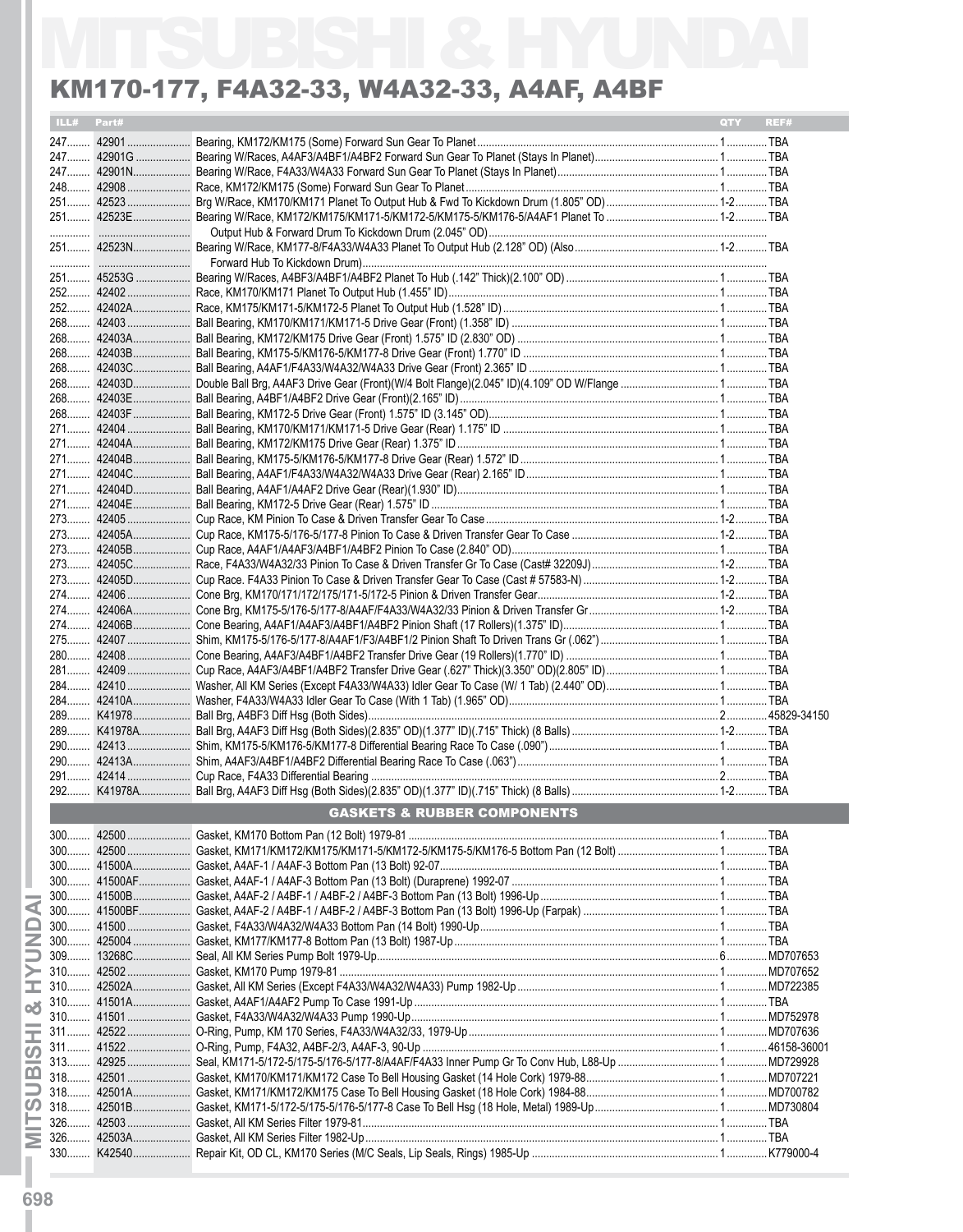# MITSUBISHI & HYUNDAI

## KM170-177, F4A32-33, W4A32-33, A4AF, A4BF

| ILL# | Part# | | QTY | REF# |
|---|---|---|---|---|
| 247 | 42901 | Bearing, KM172/KM175 (Some) Forward Sun Gear To Planet | 1 | TBA |
| 247 | 42901G | Bearing W/Races, A4AF3/A4BF1/A4BF2 Forward Sun Gear To Planet (Stays In Planet) | 1 | TBA |
| 247 | 42901N | Bearing W/Race, F4A33/W4A33 Forward Sun Gear To Planet (Stays In Planet) | 1 | TBA |
| 248 | 42908 | Race, KM172/KM175 (Some) Forward Sun Gear To Planet | 1 | TBA |
| 251 | 42523 | Brg W/Race, KM170/KM171 Planet To Output Hub & Fwd To Kickdown Drum (1.805" OD) | 1-2 | TBA |
| 251 | 42523E | Bearing W/Race, KM172/KM175/KM171-5/KM172-5/KM175-5/KM176-5/A4AF1 Planet To Output Hub & Forward Drum To Kickdown Drum (2.045" OD) | 1-2 | TBA |
| 251 | 42523N | Bearing W/Race, KM177-8/F4A33/W4A33 Planet To Output Hub (2.128" OD) (Also Forward Hub To Kickdown Drum) | 1-2 | TBA |
| 251 | 45253G | Bearing W/Races, A4BF3/A4BF1/A4BF2 Planet To Hub (.142" Thick)(2.100" OD) | 1 | TBA |
| 252 | 42402 | Race, KM170/KM171 Planet To Output Hub (1.455" ID) | 1 | TBA |
| 252 | 42402A | Race, KM175/KM171-5/KM172-5 Planet To Output Hub (1.528" ID) | 1 | TBA |
| 268 | 42403 | Ball Bearing, KM170/KM171/KM171-5 Drive Gear (Front) (1.358" ID) | 1 | TBA |
| 268 | 42403A | Ball Bearing, KM172/KM175 Drive Gear (Front) 1.575" ID (2.830" OD) | 1 | TBA |
| 268 | 42403B | Ball Bearing, KM175-5/KM176-5/KM177-8 Drive Gear (Front) 1.770" ID | 1 | TBA |
| 268 | 42403C | Ball Bearing, A4AF1/F4A33/W4A32/W4A33 Drive Gear (Front) 2.365" ID | 1 | TBA |
| 268 | 42403D | Double Ball Brg, A4AF3 Drive Gear (Front)(W/4 Bolt Flange)(2.045" ID)(4.109" OD W/Flange | 1 | TBA |
| 268 | 42403E | Ball Bearing, A4BF1/A4BF2 Drive Gear (Front)(2.165" ID) | 1 | TBA |
| 268 | 42403F | Ball Bearing, KM172-5 Drive Gear (Front) 1.575" ID (3.145" OD) | 1 | TBA |
| 271 | 42404 | Ball Bearing, KM170/KM171/KM171-5 Drive Gear (Rear) 1.175" ID | 1 | TBA |
| 271 | 42404A | Ball Bearing, KM172/KM175 Drive Gear (Rear) 1.375" ID | 1 | TBA |
| 271 | 42404B | Ball Bearing, KM175-5/KM176-5/KM177-8 Drive Gear (Rear) 1.572" ID | 1 | TBA |
| 271 | 42404C | Ball Bearing, A4AF1/F4A33/W4A32/W4A33 Drive Gear (Rear) 2.165" ID | 1 | TBA |
| 271 | 42404D | Ball Bearing, A4AF1/A4AF2 Drive Gear (Rear)(1.930" ID) | 1 | TBA |
| 271 | 42404E | Ball Bearing, KM172-5 Drive Gear (Rear) 1.575" ID | 1 | TBA |
| 273 | 42405 | Cup Race, KM Pinion To Case & Driven Transfer Gear To Case | 1-2 | TBA |
| 273 | 42405A | Cup Race, KM175-5/176-5/177-8 Pinion To Case & Driven Transfer Gear To Case | 1-2 | TBA |
| 273 | 42405B | Cup Race, A4AF1/A4AF3/A4BF1/A4BF2 Pinion To Case (2.840" OD) | 1 | TBA |
| 273 | 42405C | Race, F4A33/W4A32/33 Pinion To Case & Driven Transfer Gr To Case (Cast# 32209J) | 1-2 | TBA |
| 273 | 42405D | Cup Race. F4A33 Pinion To Case & Driven Transfer Gear To Case (Cast # 57583-N) | 1-2 | TBA |
| 274 | 42406 | Cone Brg, KM170/171/172/175/171-5/172-5 Pinion & Driven Transfer Gear | 1-2 | TBA |
| 274 | 42406A | Cone Brg, KM175-5/176-5/177-8/A4AF/F4A33/W4A32/33 Pinion & Driven Transfer Gr | 1-2 | TBA |
| 274 | 42406B | Cone Bearing, A4AF1/A4AF3/A4BF1/A4BF2 Pinion Shaft (17 Rollers)(1.375" ID) | 1 | TBA |
| 275 | 42407 | Shim, KM175-5/176-5/177-8/A4AF1/F3/A4BF1/2 Pinion Shaft To Driven Trans Gr (.062") | 1 | TBA |
| 280 | 42408 | Cone Bearing, A4AF3/A4BF1/A4BF2 Transfer Drive Gear (19 Rollers)(1.770" ID) | 1 | TBA |
| 281 | 42409 | Cup Race, A4AF3/A4BF1/A4BF2 Transfer Drive Gear (.627" Thick)(3.350" OD)(2.805" ID) | 1 | TBA |
| 284 | 42410 | Washer, All KM Series (Except F4A33/W4A33) Idler Gear To Case (W/ 1 Tab) (2.440" OD) | 1 | TBA |
| 284 | 42410A | Washer, F4A33/W4A33 Idler Gear To Case (With 1 Tab) (1.965" OD) | 1 | TBA |
| 289 | K41978 | Ball Brg, A4BF3 Diff Hsg (Both Sides) | 2 | 45829-34150 |
| 289 | K41978A | Ball Brg, A4AF3 Diff Hsg (Both Sides)(2.835" OD)(1.377" ID)(.715" Thick) (8 Balls) | 1-2 | TBA |
| 290 | 42413 | Shim, KM175-5/KM176-5/KM177-8 Differential Bearing Race To Case (.090") | 1 | TBA |
| 290 | 42413A | Shim, A4AF3/A4BF1/A4BF2 Differential Bearing Race To Case (.063") | 1 | TBA |
| 291 | 42414 | Cup Race, F4A33 Differential Bearing | 2 | TBA |
| 292 | K41978A | Ball Brg, A4AF3 Diff Hsg (Both Sides)(2.835" OD)(1.377" ID)(.715" Thick) (8 Balls) | 1-2 | TBA |

### GASKETS & RUBBER COMPONENTS

| ILL# | Part# | | QTY | REF# |
|---|---|---|---|---|
| 300 | 42500 | Gasket, KM170 Bottom Pan (12 Bolt) 1979-81 | 1 | TBA |
| 300 | 42500 | Gasket, KM171/KM172/KM175/KM171-5/KM172-5/KM175-5/KM176-5 Bottom Pan (12 Bolt) | 1 | TBA |
| 300 | 41500A | Gasket, A4AF-1 / A4AF-3 Bottom Pan (13 Bolt) 92-07 | 1 | TBA |
| 300 | 41500AF | Gasket, A4AF-1 / A4AF-3 Bottom Pan (13 Bolt) (Duraprene) 1992-07 | 1 | TBA |
| 300 | 41500B | Gasket, A4AF-2 / A4BF-1 / A4BF-2 / A4BF-3 Bottom Pan (13 Bolt) 1996-Up | 1 | TBA |
| 300 | 41500BF | Gasket, A4AF-2 / A4BF-1 / A4BF-2 / A4BF-3 Bottom Pan (13 Bolt) 1996-Up (Farpak) | 1 | TBA |
| 300 | 41500 | Gasket, F4A33/W4A32/W4A33 Bottom Pan (14 Bolt) 1990-Up | 1 | TBA |
| 300 | 425004 | Gasket, KM177/KM177-8 Bottom Pan (13 Bolt) 1987-Up | 1 | TBA |
| 309 | 13268C | Seal, All KM Series Pump Bolt 1979-Up | 6 | MD707653 |
| 310 | 42502 | Gasket, KM170 Pump 1979-81 | 1 | MD707652 |
| 310 | 42502A | Gasket, All KM Series (Except F4A33/W4A32/W4A33) Pump 1982-Up | 1 | MD722385 |
| 310 | 41501A | Gasket, A4AF1/A4AF2 Pump To Case 1991-Up | 1 | TBA |
| 310 | 41501 | Gasket, F4A33/W4A32/W4A33 Pump 1990-Up | 1 | MD752978 |
| 311 | 42522 | O-Ring, Pump, KM 170 Series, F4A33/W4A32/33, 1979-Up | 1 | MD707636 |
| 311 | 41522 | O-Ring, Pump, F4A32, A4BF-2/3, A4AF-3, 90-Up | 1 | 46158-36001 |
| 313 | 42925 | Seal, KM171-5/172-5/175-5/176-5/177-8/A4AF/F4A33 Inner Pump Gr To Conv Hub, L88-Up | 1 | MD729928 |
| 318 | 42501 | Gasket, KM170/KM171/KM172 Case To Bell Housing Gasket (14 Hole Cork) 1979-88 | 1 | MD707221 |
| 318 | 42501A | Gasket, KM171/KM172/KM175 Case To Bell Housing Gasket (18 Hole Cork) 1984-88 | 1 | MD700782 |
| 318 | 42501B | Gasket, KM171-5/172-5/175-5/176-5/177-8 Case To Bell Hsg (18 Hole, Metal) 1989-Up | 1 | MD730804 |
| 326 | 42503 | Gasket, All KM Series Filter 1979-81 | 1 | TBA |
| 326 | 42503A | Gasket, All KM Series Filter 1982-Up | 1 | TBA |
| 330 | K42540 | Repair Kit, OD CL, KM170 Series (M/C Seals, Lip Seals, Rings) 1985-Up | 1 | K779000-4 |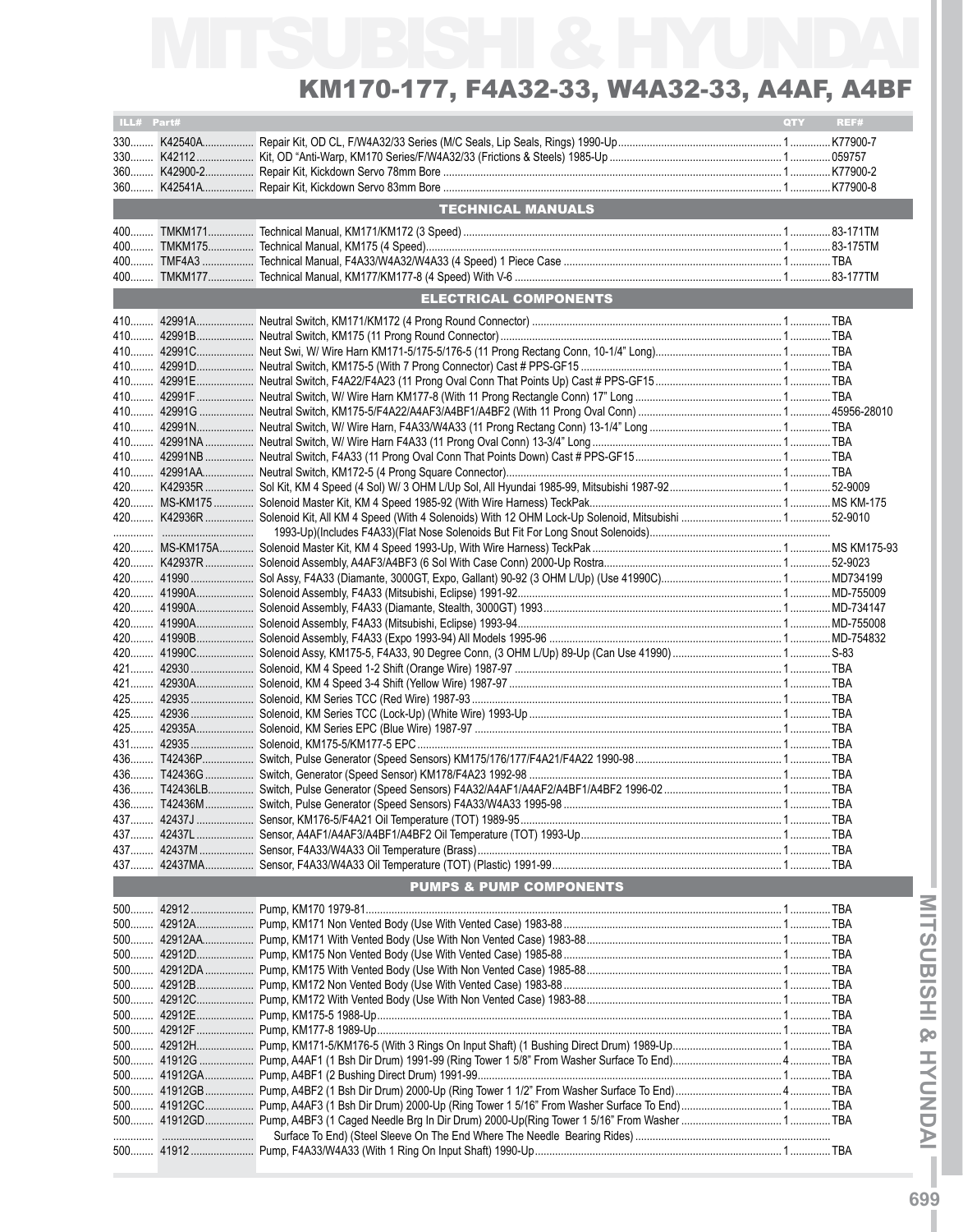# MITSUBISHI & HYUNDAI

## KM170-177, F4A32-33, W4A32-33, A4AF, A4BF

| ILL# | Part# | | QTY | REF# |
|---|---|---|---|---|
| 330 | K42540A | Repair Kit, OD CL, F/W4A32/33 Series (M/C Seals, Lip Seals, Rings) 1990-Up | 1 | K77900-7 |
| 330 | K42112 | Kit, OD "Anti-Warp, KM170 Series/F/W4A32/33 (Frictions & Steels) 1985-Up | 1 | 059757 |
| 360 | K42900-2 | Repair Kit, Kickdown Servo 78mm Bore | 1 | K77900-2 |
| 360 | K42541A | Repair Kit, Kickdown Servo 83mm Bore | 1 | K77900-8 |
| | | **TECHNICAL MANUALS** | | |
| 400 | TMKM171 | Technical Manual, KM171/KM172 (3 Speed) | 1 | 83-171TM |
| 400 | TMKM175 | Technical Manual, KM175 (4 Speed) | 1 | 83-175TM |
| 400 | TMF4A3 | Technical Manual, F4A33/W4A32/W4A33 (4 Speed) 1 Piece Case | 1 | TBA |
| 400 | TMKM177 | Technical Manual, KM177/KM177-8 (4 Speed) With V-6 | 1 | 83-177TM |
| | | **ELECTRICAL COMPONENTS** | | |
| 410 | 42991A | Neutral Switch, KM171/KM172 (4 Prong Round Connector) | 1 | TBA |
| 410 | 42991B | Neutral Switch, KM175 (11 Prong Round Connector) | 1 | TBA |
| 410 | 42991C | Neut Swi, W/ Wire Harn KM171-5/175-5/176-5 (11 Prong Rectang Conn, 10-1/4" Long) | 1 | TBA |
| 410 | 42991D | Neutral Switch, KM175-5 (With 7 Prong Connector) Cast # PPS-GF15 | 1 | TBA |
| 410 | 42991E | Neutral Switch, F4A22/F4A23 (11 Prong Oval Conn That Points Up) Cast # PPS-GF15 | 1 | TBA |
| 410 | 42991F | Neutral Switch, W/ Wire Harn KM177-8 (With 11 Prong Rectangle Conn) 17" Long | 1 | TBA |
| 410 | 42991G | Neutral Switch, KM175-5/F4A22/A4AF3/A4BF1/A4BF2 (With 11 Prong Oval Conn) | 1 | 45956-28010 |
| 410 | 42991N | Neutral Switch, W/ Wire Harn, F4A33/W4A33 (11 Prong Rectang Conn) 13-1/4" Long | 1 | TBA |
| 410 | 42991NA | Neutral Switch, W/ Wire Harn F4A33 (11 Prong Oval Conn) 13-3/4" Long | 1 | TBA |
| 410 | 42991NB | Neutral Switch, F4A33 (11 Prong Oval Conn That Points Down) Cast # PPS-GF15 | 1 | TBA |
| 410 | 42991AA | Neutral Switch, KM172-5 (4 Prong Square Connector) | 1 | TBA |
| 420 | K42935R | Sol Kit, KM 4 Speed (4 Sol) W/ 3 OHM L/Up Sol, All Hyundai 1985-99, Mitsubishi 1987-92 | 1 | 52-9009 |
| 420 | MS-KM175 | Solenoid Master Kit, KM 4 Speed 1985-92 (With Wire Harness) TeckPak | 1 | MS KM-175 |
| 420 | K42936R | Solenoid Kit, All KM 4 Speed (With 4 Solenoids) With 12 OHM Lock-Up Solenoid, Mitsubishi | 1 | 52-9010 |
| | | 1993-Up)(Includes F4A33)(Flat Nose Solenoids But Fit For Long Snout Solenoids) | | |
| 420 | MS-KM175A | Solenoid Master Kit, KM 4 Speed 1993-Up, With Wire Harness) TeckPak | 1 | MS KM175-93 |
| 420 | K42937R | Solenoid Assembly, A4AF3/A4BF3 (6 Sol With Case Conn) 2000-Up Rostra | 1 | 52-9023 |
| 420 | 41990 | Sol Assy, F4A33 (Diamante, 3000GT, Expo, Gallant) 90-92 (3 OHM L/Up) (Use 41990C) | 1 | MD734199 |
| 420 | 41990A | Solenoid Assembly, F4A33 (Mitsubishi, Eclipse) 1991-92 | 1 | MD-755009 |
| 420 | 41990A | Solenoid Assembly, F4A33 (Diamante, Stealth, 3000GT) 1993 | 1 | MD-734147 |
| 420 | 41990A | Solenoid Assembly, F4A33 (Mitsubishi, Eclipse) 1993-94 | 1 | MD-755008 |
| 420 | 41990B | Solenoid Assembly, F4A33 (Expo 1993-94) All Models 1995-96 | 1 | MD-754832 |
| 420 | 41990C | Solenoid Assy, KM175-5, F4A33, 90 Degree Conn, (3 OHM L/Up) 89-Up (Can Use 41990) | 1 | S-83 |
| 421 | 42930 | Solenoid, KM 4 Speed 1-2 Shift (Orange Wire) 1987-97 | 1 | TBA |
| 421 | 42930A | Solenoid, KM 4 Speed 3-4 Shift (Yellow Wire) 1987-97 | 1 | TBA |
| 425 | 42935 | Solenoid, KM Series TCC (Red Wire) 1987-93 | 1 | TBA |
| 425 | 42936 | Solenoid, KM Series TCC (Lock-Up) (White Wire) 1993-Up | 1 | TBA |
| 425 | 42935A | Solenoid, KM Series EPC (Blue Wire) 1987-97 | 1 | TBA |
| 431 | 42935 | Solenoid, KM175-5/KM177-5 EPC | 1 | TBA |
| 436 | T42436P | Switch, Pulse Generator (Speed Sensors) KM175/176/177/F4A21/F4A22 1990-98 | 1 | TBA |
| 436 | T42436G | Switch, Generator (Speed Sensor) KM178/F4A23 1992-98 | 1 | TBA |
| 436 | T42436LB | Switch, Pulse Generator (Speed Sensors) F4A32/A4AF1/A4AF2/A4BF1/A4BF2 1996-02 | 1 | TBA |
| 436 | T42436M | Switch, Pulse Generator (Speed Sensors) F4A33/W4A33 1995-98 | 1 | TBA |
| 437 | 42437J | Sensor, KM176-5/F4A21 Oil Temperature (TOT) 1989-95 | 1 | TBA |
| 437 | 42437L | Sensor, A4AF1/A4AF3/A4BF1/A4BF2 Oil Temperature (TOT) 1993-Up | 1 | TBA |
| 437 | 42437M | Sensor, F4A33/W4A33 Oil Temperature (Brass) | 1 | TBA |
| 437 | 42437MA | Sensor, F4A33/W4A33 Oil Temperature (TOT) (Plastic) 1991-99 | 1 | TBA |
| | | **PUMPS & PUMP COMPONENTS** | | |
| 500 | 42912 | Pump, KM170 1979-81 | 1 | TBA |
| 500 | 42912A | Pump, KM171 Non Vented Body (Use With Vented Case) 1983-88 | 1 | TBA |
| 500 | 42912AA | Pump, KM171 With Vented Body (Use With Non Vented Case) 1983-88 | 1 | TBA |
| 500 | 42912D | Pump, KM175 Non Vented Body (Use With Vented Case) 1985-88 | 1 | TBA |
| 500 | 42912DA | Pump, KM175 With Vented Body (Use With Non Vented Case) 1985-88 | 1 | TBA |
| 500 | 42912B | Pump, KM172 Non Vented Body (Use With Vented Case) 1983-88 | 1 | TBA |
| 500 | 42912C | Pump, KM172 With Vented Body (Use With Non Vented Case) 1983-88 | 1 | TBA |
| 500 | 42912E | Pump, KM175-5 1988-Up | 1 | TBA |
| 500 | 42912F | Pump, KM177-8 1989-Up | 1 | TBA |
| 500 | 42912H | Pump, KM171-5/KM176-5 (With 3 Rings On Input Shaft) (1 Bushing Direct Drum) 1989-Up | 1 | TBA |
| 500 | 41912G | Pump, A4AF1 (1 Bsh Dir Drum) 1991-99 (Ring Tower 1 5/8" From Washer Surface To End) | 4 | TBA |
| 500 | 41912GA | Pump, A4BF1 (2 Bushing Direct Drum) 1991-99 | 1 | TBA |
| 500 | 41912GB | Pump, A4BF2 (1 Bsh Dir Drum) 2000-Up (Ring Tower 1 1/2" From Washer Surface To End) | 4 | TBA |
| 500 | 41912GC | Pump, A4AF3 (1 Bsh Dir Drum) 2000-Up (Ring Tower 1 5/16" From Washer Surface To End) | 1 | TBA |
| 500 | 41912GD | Pump, A4BF3 (1 Caged Needle Brg In Dir Drum) 2000-Up(Ring Tower 1 5/16" From Washer | 1 | TBA |
| | | Surface To End) (Steel Sleeve On The End Where The Needle Bearing Rides) | | |
| 500 | 41912 | Pump, F4A33/W4A33 (With 1 Ring On Input Shaft) 1990-Up | 1 | TBA |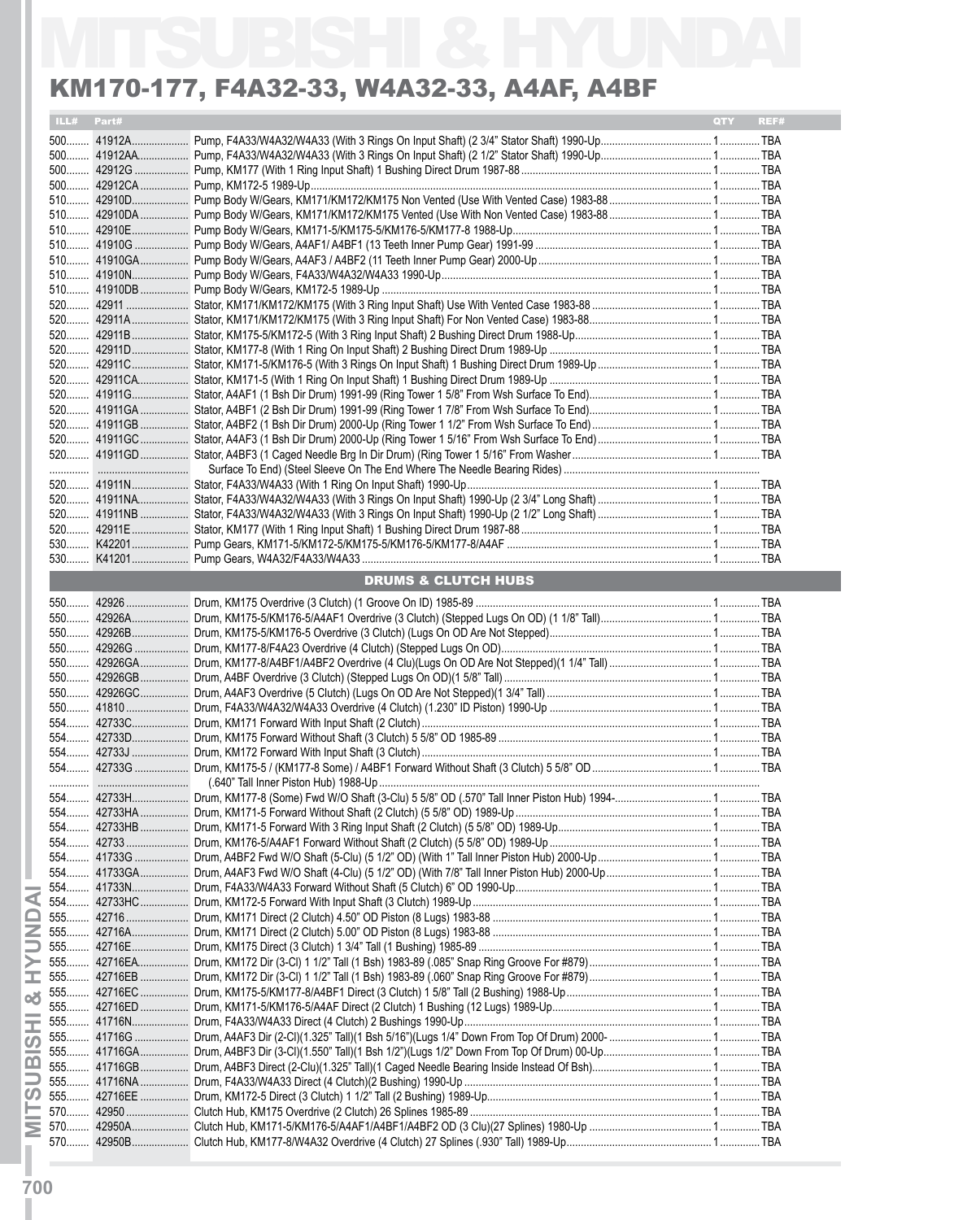# MITSUBISHI & HYUNDAI

## KM170-177, F4A32-33, W4A32-33, A4AF, A4BF

| ILL# | Part# | | QTY | REF# |
|---|---|---|---|---|
| 500 | 41912A | Pump, F4A33/W4A32/W4A33 (With 3 Rings On Input Shaft) (2 3/4" Stator Shaft) 1990-Up | 1 | TBA |
| 500 | 41912AA | Pump, F4A33/W4A32/W4A33 (With 3 Rings On Input Shaft) (2 1/2" Stator Shaft) 1990-Up | 1 | TBA |
| 500 | 42912G | Pump, KM177 (With 1 Ring Input Shaft) 1 Bushing Direct Drum 1987-88 | 1 | TBA |
| 500 | 42912CA | Pump, KM172-5 1989-Up | 1 | TBA |
| 510 | 42910D | Pump Body W/Gears, KM171/KM172/KM175 Non Vented (Use With Vented Case) 1983-88 | 1 | TBA |
| 510 | 42910DA | Pump Body W/Gears, KM171/KM172/KM175 Vented (Use With Non Vented Case) 1983-88 | 1 | TBA |
| 510 | 42910E | Pump Body W/Gears, KM171-5/KM175-5/KM176-5/KM177-8 1988-Up | 1 | TBA |
| 510 | 41910G | Pump Body W/Gears, A4AF1/ A4BF1 (13 Teeth Inner Pump Gear) 1991-99 | 1 | TBA |
| 510 | 41910GA | Pump Body W/Gears, A4AF3 / A4BF2 (11 Teeth Inner Pump Gear) 2000-Up | 1 | TBA |
| 510 | 41910N | Pump Body W/Gears, F4A33/W4A32/W4A33 1990-Up | 1 | TBA |
| 510 | 41910DB | Pump Body W/Gears, KM172-5 1989-Up | 1 | TBA |
| 520 | 42911 | Stator, KM171/KM172/KM175 (With 3 Ring Input Shaft) Use With Vented Case 1983-88 | 1 | TBA |
| 520 | 42911A | Stator, KM171/KM172/KM175 (With 3 Ring Input Shaft) For Non Vented Case) 1983-88 | 1 | TBA |
| 520 | 42911B | Stator, KM175-5/KM172-5 (With 3 Ring Input Shaft) 2 Bushing Direct Drum 1988-Up | 1 | TBA |
| 520 | 42911D | Stator, KM177-8 (With 1 Ring On Input Shaft) 2 Bushing Direct Drum 1989-Up | 1 | TBA |
| 520 | 42911C | Stator, KM171-5/KM176-5 (With 3 Rings On Input Shaft) 1 Bushing Direct Drum 1989-Up | 1 | TBA |
| 520 | 42911CA | Stator, KM171-5 (With 1 Ring On Input Shaft) 1 Bushing Direct Drum 1989-Up | 1 | TBA |
| 520 | 41911G | Stator, A4AF1 (1 Bsh Dir Drum) 1991-99 (Ring Tower 1 5/8" From Wsh Surface To End) | 1 | TBA |
| 520 | 41911GA | Stator, A4BF1 (2 Bsh Dir Drum) 1991-99 (Ring Tower 1 7/8" From Wsh Surface To End) | 1 | TBA |
| 520 | 41911GB | Stator, A4BF2 (1 Bsh Dir Drum) 2000-Up (Ring Tower 1 1/2" From Wsh Surface To End) | 1 | TBA |
| 520 | 41911GC | Stator, A4AF3 (1 Bsh Dir Drum) 2000-Up (Ring Tower 1 5/16" From Wsh Surface To End) | 1 | TBA |
| 520 | 41911GD | Stator, A4BF3 (1 Caged Needle Brg In Dir Drum) (Ring Tower 1 5/16" From Washer Surface To End) (Steel Sleeve On The End Where The Needle Bearing Rides) | 1 | TBA |
| 520 | 41911N | Stator, F4A33/W4A33 (With 1 Ring On Input Shaft) 1990-Up | 1 | TBA |
| 520 | 41911NA | Stator, F4A33/W4A32/W4A33 (With 3 Rings On Input Shaft) 1990-Up (2 3/4" Long Shaft) | 1 | TBA |
| 520 | 41911NB | Stator, F4A33/W4A32/W4A33 (With 3 Rings On Input Shaft) 1990-Up (2 1/2" Long Shaft) | 1 | TBA |
| 520 | 42911E | Stator, KM177 (With 1 Ring Input Shaft) 1 Bushing Direct Drum 1987-88 | 1 | TBA |
| 530 | K42201 | Pump Gears, KM171-5/KM172-5/KM175-5/KM176-5/KM177-8/A4AF | 1 | TBA |
| 530 | K41201 | Pump Gears, W4A32/F4A33/W4A33 | 1 | TBA |

### DRUMS & CLUTCH HUBS

| ILL# | Part# | | QTY | REF# |
|---|---|---|---|---|
| 550 | 42926 | Drum, KM175 Overdrive (3 Clutch) (1 Groove On ID) 1985-89 | 1 | TBA |
| 550 | 42926A | Drum, KM175-5/KM176-5/A4AF1 Overdrive (3 Clutch) (Stepped Lugs On OD) (1 1/8" Tall) | 1 | TBA |
| 550 | 42926B | Drum, KM175-5/KM176-5 Overdrive (3 Clutch) (Lugs On OD Are Not Stepped) | 1 | TBA |
| 550 | 42926G | Drum, KM177-8/F4A23 Overdrive (4 Clutch) (Stepped Lugs On OD) | 1 | TBA |
| 550 | 42926GA | Drum, KM177-8/A4BF1/A4BF2 Overdrive (4 Clu)(Lugs On OD Are Not Stepped)(1 1/4" Tall) | 1 | TBA |
| 550 | 42926GB | Drum, A4BF Overdrive (3 Clutch) (Stepped Lugs On OD)(1 5/8" Tall) | 1 | TBA |
| 550 | 42926GC | Drum, A4AF3 Overdrive (5 Clutch) (Lugs On OD Are Not Stepped)(1 3/4" Tall) | 1 | TBA |
| 550 | 41810 | Drum, F4A33/W4A32/W4A33 Overdrive (4 Clutch) (1.230" ID Piston) 1990-Up | 1 | TBA |
| 554 | 42733C | Drum, KM171 Forward With Input Shaft (2 Clutch) | 1 | TBA |
| 554 | 42733D | Drum, KM175 Forward Without Shaft (3 Clutch) 5 5/8" OD 1985-89 | 1 | TBA |
| 554 | 42733J | Drum, KM172 Forward With Input Shaft (3 Clutch) | 1 | TBA |
| 554 | 42733G | Drum, KM175-5 / (KM177-8 Some) / A4BF1 Forward Without Shaft (3 Clutch) 5 5/8" OD (.640" Tall Inner Piston Hub) 1988-Up | 1 | TBA |
| 554 | 42733H | Drum, KM177-8 (Some) Fwd W/O Shaft (3-Clu) 5 5/8" OD (.570" Tall Inner Piston Hub) 1994- | 1 | TBA |
| 554 | 42733HA | Drum, KM171-5 Forward Without Shaft (2 Clutch) (5 5/8" OD) 1989-Up | 1 | TBA |
| 554 | 42733HB | Drum, KM171-5 Forward With 3 Ring Input Shaft (2 Clutch) (5 5/8" OD) 1989-Up | 1 | TBA |
| 554 | 42733 | Drum, KM176-5/A4AF1 Forward Without Shaft (2 Clutch) (5 5/8" OD) 1989-Up | 1 | TBA |
| 554 | 41733G | Drum, A4BF2 Fwd W/O Shaft (5-Clu) (5 1/2" OD) (With 1" Tall Inner Piston Hub) 2000-Up | 1 | TBA |
| 554 | 41733GA | Drum, A4AF3 Fwd W/O Shaft (4-Clu) (5 1/2" OD) (With 7/8" Tall Inner Piston Hub) 2000-Up | 1 | TBA |
| 554 | 41733N | Drum, F4A33/W4A33 Forward Without Shaft (5 Clutch) 6" OD 1990-Up | 1 | TBA |
| 554 | 42733HC | Drum, KM172-5 Forward With Input Shaft (3 Clutch) 1989-Up | 1 | TBA |
| 555 | 42716 | Drum, KM171 Direct (2 Clutch) 4.50" OD Piston (8 Lugs) 1983-88 | 1 | TBA |
| 555 | 42716A | Drum, KM171 Direct (2 Clutch) 5.00" OD Piston (8 Lugs) 1983-88 | 1 | TBA |
| 555 | 42716E | Drum, KM175 Direct (3 Clutch) 1 3/4" Tall (1 Bushing) 1985-89 | 1 | TBA |
| 555 | 42716EA | Drum, KM172 Dir (3-Cl) 1 1/2" Tall (1 Bsh) 1983-89 (.085" Snap Ring Groove For #879) | 1 | TBA |
| 555 | 42716EB | Drum, KM172 Dir (3-Cl) 1 1/2" Tall (1 Bsh) 1983-89 (.060" Snap Ring Groove For #879) | 1 | TBA |
| 555 | 42716EC | Drum, KM175-5/KM177-8/A4BF1 Direct (3 Clutch) 1 5/8" Tall (2 Bushing) 1988-Up | 1 | TBA |
| 555 | 42716ED | Drum, KM171-5/KM176-5/A4AF Direct (2 Clutch) 1 Bushing (12 Lugs) 1989-Up | 1 | TBA |
| 555 | 41716N | Drum, F4A33/W4A33 Direct (4 Clutch) 2 Bushings 1990-Up | 1 | TBA |
| 555 | 41716G | Drum, A4AF3 Dir (2-Cl)(1.325" Tall)(1 Bsh 5/16")(Lugs 1/4" Down From Top Of Drum) 2000- | 1 | TBA |
| 555 | 41716GA | Drum, A4BF3 Dir (3-Cl)(1.550" Tall)(1 Bsh 1/2")(Lugs 1/2" Down From Top Of Drum) 00-Up | 1 | TBA |
| 555 | 41716GB | Drum, A4BF3 Direct (2-Clu)(1.325" Tall)(1 Caged Needle Bearing Inside Instead Of Bsh) | 1 | TBA |
| 555 | 41716NA | Drum, F4A33/W4A33 Direct (4 Clutch)(2 Bushing) 1990-Up | 1 | TBA |
| 555 | 42716EE | Drum, KM172-5 Direct (3 Clutch) 1 1/2" Tall (2 Bushing) 1989-Up | 1 | TBA |
| 570 | 42950 | Clutch Hub, KM175 Overdrive (2 Clutch) 26 Splines 1985-89 | 1 | TBA |
| 570 | 42950A | Clutch Hub, KM171-5/KM176-5/A4AF1/A4BF1/A4BF2 OD (3 Clu)(27 Splines) 1980-Up | 1 | TBA |
| 570 | 42950B | Clutch Hub, KM177-8/W4A32 Overdrive (4 Clutch) 27 Splines (.930" Tall) 1989-Up | 1 | TBA |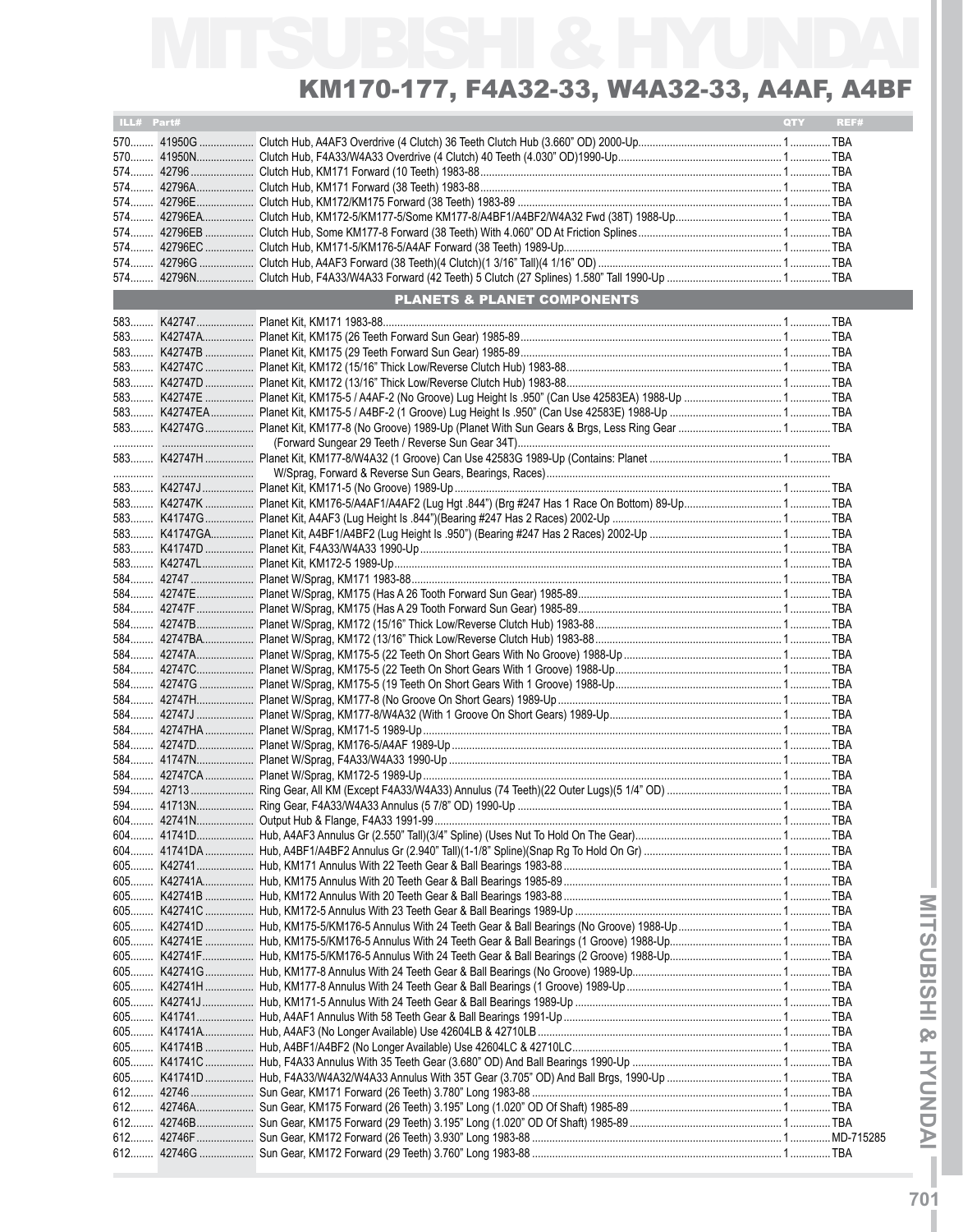# MITSUBISHI & HYUNDAI

## KM170-177, F4A32-33, W4A32-33, A4AF, A4BF

| ILL# | Part# | | QTY | REF# |
|---|---|---|---|---|
| 570 | 41950G | Clutch Hub, A4AF3 Overdrive (4 Clutch) 36 Teeth Clutch Hub (3.660" OD) 2000-Up | 1 | TBA |
| 570 | 41950N | Clutch Hub, F4A33/W4A33 Overdrive (4 Clutch) 40 Teeth (4.030" OD)1990-Up | 1 | TBA |
| 574 | 42796 | Clutch Hub, KM171 Forward (10 Teeth) 1983-88 | 1 | TBA |
| 574 | 42796A | Clutch Hub, KM171 Forward (38 Teeth) 1983-88 | 1 | TBA |
| 574 | 42796E | Clutch Hub, KM172/KM175 Forward (38 Teeth) 1983-89 | 1 | TBA |
| 574 | 42796EA | Clutch Hub, KM172-5/KM177-5/Some KM177-8/A4BF1/A4BF2/W4A32 Fwd (38T) 1988-Up | 1 | TBA |
| 574 | 42796EB | Clutch Hub, Some KM177-8 Forward (38 Teeth) With 4.060" OD At Friction Splines | 1 | TBA |
| 574 | 42796EC | Clutch Hub, KM171-5/KM176-5/A4AF Forward (38 Teeth) 1989-Up | 1 | TBA |
| 574 | 42796G | Clutch Hub, A4AF3 Forward (38 Teeth)(4 Clutch)(1 3/16" Tall)(4 1/16" OD) | 1 | TBA |
| 574 | 42796N | Clutch Hub, F4A33/W4A33 Forward (42 Teeth) 5 Clutch (27 Splines) 1.580" Tall 1990-Up | 1 | TBA |

### PLANETS & PLANET COMPONENTS

| ILL# | Part# | | QTY | REF# |
|---|---|---|---|---|
| 583 | K42747 | Planet Kit, KM171 1983-88 | 1 | TBA |
| 583 | K42747A | Planet Kit, KM175 (26 Teeth Forward Sun Gear) 1985-89 | 1 | TBA |
| 583 | K42747B | Planet Kit, KM175 (29 Teeth Forward Sun Gear) 1985-89 | 1 | TBA |
| 583 | K42747C | Planet Kit, KM172 (15/16" Thick Low/Reverse Clutch Hub) 1983-88 | 1 | TBA |
| 583 | K42747D | Planet Kit, KM172 (13/16" Thick Low/Reverse Clutch Hub) 1983-88 | 1 | TBA |
| 583 | K42747E | Planet Kit, KM175-5 / A4AF-2 (No Groove) Lug Height Is .950" (Can Use 42583EA) 1988-Up | 1 | TBA |
| 583 | K42747EA | Planet Kit, KM175-5 / A4BF-2 (1 Groove) Lug Height Is .950" (Can Use 42583E) 1988-Up | 1 | TBA |
| 583 | K42747G | Planet Kit, KM177-8 (No Groove) 1989-Up (Planet With Sun Gears & Brgs, Less Ring Gear (Forward Sungear 29 Teeth / Reverse Sun Gear 34T) | 1 | TBA |
| 583 | K42747H | Planet Kit, KM177-8/W4A32 (1 Groove) Can Use 42583G 1989-Up (Contains: Planet W/Sprag, Forward & Reverse Sun Gears, Bearings, Races) | 1 | TBA |
| 583 | K42747J | Planet Kit, KM171-5 (No Groove) 1989-Up | 1 | TBA |
| 583 | K42747K | Planet Kit, KM176-5/A4AF1/A4AF2 (Lug Hgt .844") (Brg #247 Has 1 Race On Bottom) 89-Up | 1 | TBA |
| 583 | K41747G | Planet Kit, A4AF3 (Lug Height Is .844")(Bearing #247 Has 2 Races) 2002-Up | 1 | TBA |
| 583 | K41747GA | Planet Kit, A4BF1/A4BF2 (Lug Height Is .950") (Bearing #247 Has 2 Races) 2002-Up | 1 | TBA |
| 583 | K41747D | Planet Kit, F4A33/W4A33 1990-Up | 1 | TBA |
| 583 | K42747L | Planet Kit, KM172-5 1989-Up | 1 | TBA |
| 584 | 42747 | Planet W/Sprag, KM171 1983-88 | 1 | TBA |
| 584 | 42747E | Planet W/Sprag, KM175 (Has A 26 Tooth Forward Sun Gear) 1985-89 | 1 | TBA |
| 584 | 42747F | Planet W/Sprag, KM175 (Has A 29 Tooth Forward Sun Gear) 1985-89 | 1 | TBA |
| 584 | 42747B | Planet W/Sprag, KM172 (15/16" Thick Low/Reverse Clutch Hub) 1983-88 | 1 | TBA |
| 584 | 42747BA | Planet W/Sprag, KM172 (13/16" Thick Low/Reverse Clutch Hub) 1983-88 | 1 | TBA |
| 584 | 42747A | Planet W/Sprag, KM175-5 (22 Teeth On Short Gears With No Groove) 1988-Up | 1 | TBA |
| 584 | 42747C | Planet W/Sprag, KM175-5 (22 Teeth On Short Gears With 1 Groove) 1988-Up | 1 | TBA |
| 584 | 42747G | Planet W/Sprag, KM175-5 (19 Teeth On Short Gears With 1 Groove) 1988-Up | 1 | TBA |
| 584 | 42747H | Planet W/Sprag, KM177-8 (No Groove On Short Gears) 1989-Up | 1 | TBA |
| 584 | 42747J | Planet W/Sprag, KM177-8/W4A32 (With 1 Groove On Short Gears) 1989-Up | 1 | TBA |
| 584 | 42747HA | Planet W/Sprag, KM171-5 1989-Up | 1 | TBA |
| 584 | 42747D | Planet W/Sprag, KM176-5/A4AF 1989-Up | 1 | TBA |
| 584 | 41747N | Planet W/Sprag, F4A33/W4A33 1990-Up | 1 | TBA |
| 584 | 42747CA | Planet W/Sprag, KM172-5 1989-Up | 1 | TBA |
| 594 | 42713 | Ring Gear, All KM (Except F4A33/W4A33) Annulus (74 Teeth)(22 Outer Lugs)(5 1/4" OD) | 1 | TBA |
| 594 | 41713N | Ring Gear, F4A33/W4A33 Annulus (5 7/8" OD) 1990-Up | 1 | TBA |
| 604 | 42741N | Output Hub & Flange, F4A33 1991-99 | 1 | TBA |
| 604 | 41741D | Hub, A4AF3 Annulus Gr (2.550" Tall)(3/4" Spline) (Uses Nut To Hold On The Gear) | 1 | TBA |
| 604 | 41741DA | Hub, A4BF1/A4BF2 Annulus Gr (2.940" Tall)(1-1/8" Spline)(Snap Rg To Hold On Gr) | 1 | TBA |
| 605 | K42741 | Hub, KM171 Annulus With 22 Teeth Gear & Ball Bearings 1983-88 | 1 | TBA |
| 605 | K42741A | Hub, KM175 Annulus With 20 Teeth Gear & Ball Bearings 1985-89 | 1 | TBA |
| 605 | K42741B | Hub, KM172 Annulus With 20 Teeth Gear & Ball Bearings 1983-88 | 1 | TBA |
| 605 | K42741C | Hub, KM172-5 Annulus With 23 Teeth Gear & Ball Bearings 1989-Up | 1 | TBA |
| 605 | K42741D | Hub, KM175-5/KM176-5 Annulus With 24 Teeth Gear & Ball Bearings (No Groove) 1988-Up | 1 | TBA |
| 605 | K42741E | Hub, KM175-5/KM176-5 Annulus With 24 Teeth Gear & Ball Bearings (1 Groove) 1988-Up | 1 | TBA |
| 605 | K42741F | Hub, KM175-5/KM176-5 Annulus With 24 Teeth Gear & Ball Bearings (2 Groove) 1988-Up | 1 | TBA |
| 605 | K42741G | Hub, KM177-8 Annulus With 24 Teeth Gear & Ball Bearings (No Groove) 1989-Up | 1 | TBA |
| 605 | K42741H | Hub, KM177-8 Annulus With 24 Teeth Gear & Ball Bearings (1 Groove) 1989-Up | 1 | TBA |
| 605 | K42741J | Hub, KM171-5 Annulus With 24 Teeth Gear & Ball Bearings 1989-Up | 1 | TBA |
| 605 | K41741 | Hub, A4AF1 Annulus With 58 Teeth Gear & Ball Bearings 1991-Up | 1 | TBA |
| 605 | K41741A | Hub, A4AF3 (No Longer Available) Use 42604LB & 42710LB | 1 | TBA |
| 605 | K41741B | Hub, A4BF1/A4BF2 (No Longer Available) Use 42604LC & 42710LC | 1 | TBA |
| 605 | K41741C | Hub, F4A33 Annulus With 35 Teeth Gear (3.680" OD) And Ball Bearings 1990-Up | 1 | TBA |
| 605 | K41741D | Hub, F4A33/W4A32/W4A33 Annulus With 35T Gear (3.705" OD) And Ball Brgs, 1990-Up | 1 | TBA |
| 612 | 42746 | Sun Gear, KM171 Forward (26 Teeth) 3.780" Long 1983-88 | 1 | TBA |
| 612 | 42746A | Sun Gear, KM175 Forward (26 Teeth) 3.195" Long (1.020" OD Of Shaft) 1985-89 | 1 | TBA |
| 612 | 42746B | Sun Gear, KM175 Forward (29 Teeth) 3.195" Long (1.020" OD Of Shaft) 1985-89 | 1 | TBA |
| 612 | 42746F | Sun Gear, KM172 Forward (26 Teeth) 3.930" Long 1983-88 | 1 | MD-715285 |
| 612 | 42746G | Sun Gear, KM172 Forward (29 Teeth) 3.760" Long 1983-88 | 1 | TBA |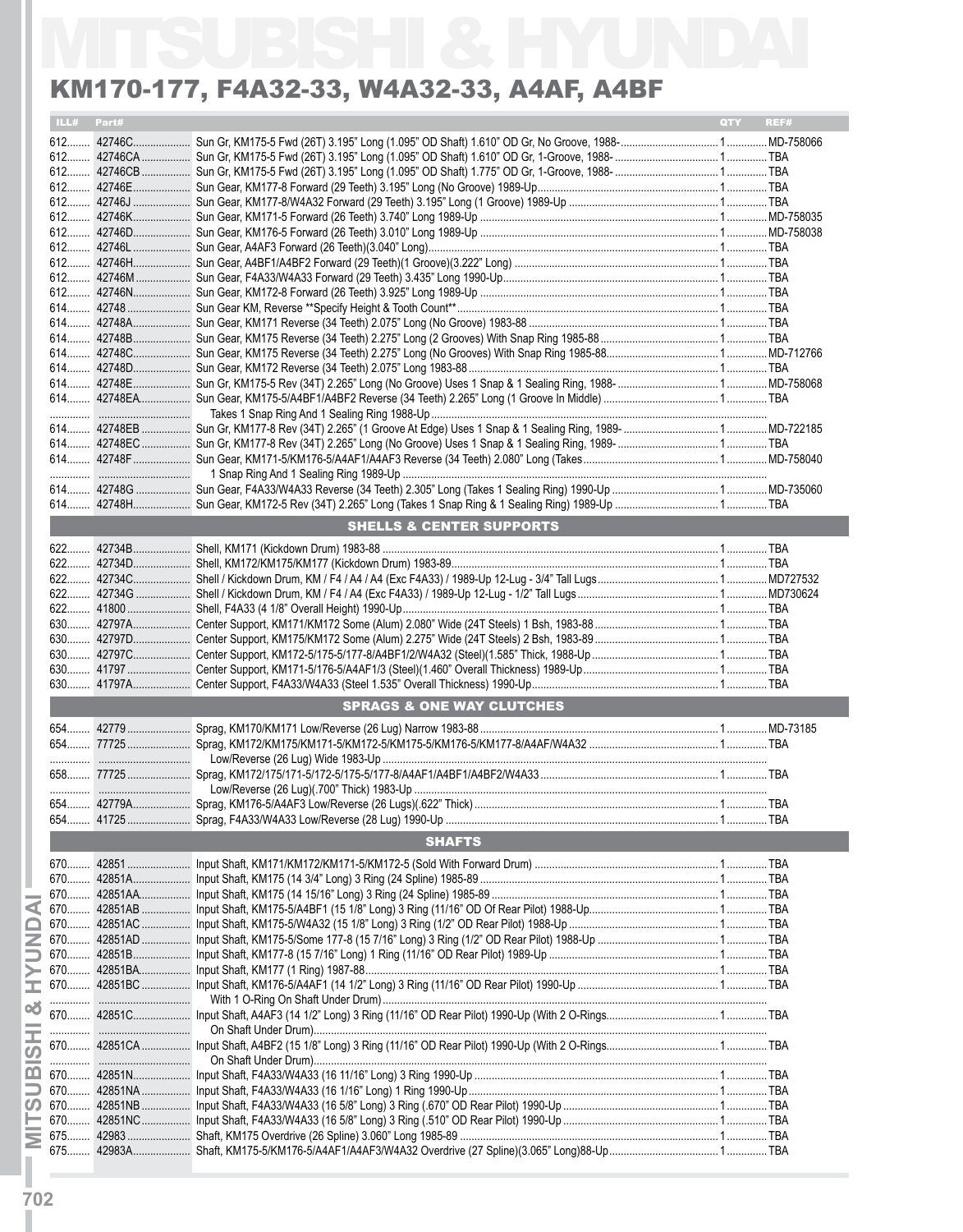# MITSUBISHI & HYUNDAI

## KM170-177, F4A32-33, W4A32-33, A4AF, A4BF

| ILL# | Part# | | QTY | REF# |
|---|---|---|---|---|
| 612 | 42746C | Sun Gr, KM175-5 Fwd (26T) 3.195" Long (1.095" OD Shaft) 1.610" OD Gr, No Groove, 1988- | 1 | MD-758066 |
| 612 | 42746CA | Sun Gr, KM175-5 Fwd (26T) 3.195" Long (1.095" OD Shaft) 1.610" OD Gr, 1-Groove, 1988- | 1 | TBA |
| 612 | 42746CB | Sun Gr, KM175-5 Fwd (26T) 3.195" Long (1.095" OD Shaft) 1.775" OD Gr, 1-Groove, 1988- | 1 | TBA |
| 612 | 42746E | Sun Gear, KM177-8 Forward (29 Teeth) 3.195" Long (No Groove) 1989-Up | 1 | TBA |
| 612 | 42746J | Sun Gear, KM177-8/W4A32 Forward (29 Teeth) 3.195" Long (1 Groove) 1989-Up | 1 | TBA |
| 612 | 42746K | Sun Gear, KM171-5 Forward (26 Teeth) 3.740" Long 1989-Up | 1 | MD-758035 |
| 612 | 42746D | Sun Gear, KM176-5 Forward (26 Teeth) 3.010" Long 1989-Up | 1 | MD-758038 |
| 612 | 42746L | Sun Gear, A4AF3 Forward (26 Teeth)(3.040" Long) | 1 | TBA |
| 612 | 42746H | Sun Gear, A4BF1/A4BF2 Forward (29 Teeth)(1 Groove)(3.222" Long) | 1 | TBA |
| 612 | 42746M | Sun Gear, F4A33/W4A33 Forward (29 Teeth) 3.435" Long 1990-Up | 1 | TBA |
| 612 | 42746N | Sun Gear, KM172-8 Forward (26 Teeth) 3.925" Long 1989-Up | 1 | TBA |
| 614 | 42748 | Sun Gear KM, Reverse **Specify Height & Tooth Count** | 1 | TBA |
| 614 | 42748A | Sun Gear, KM171 Reverse (34 Teeth) 2.075" Long (No Groove) 1983-88 | 1 | TBA |
| 614 | 42748B | Sun Gear, KM175 Reverse (34 Teeth) 2.275" Long (2 Grooves) With Snap Ring 1985-88 | 1 | TBA |
| 614 | 42748C | Sun Gear, KM175 Reverse (34 Teeth) 2.275" Long (No Grooves) With Snap Ring 1985-88 | 1 | MD-712766 |
| 614 | 42748D | Sun Gear, KM172 Reverse (34 Teeth) 2.075" Long 1983-88 | 1 | TBA |
| 614 | 42748E | Sun Gr, KM175-5 Rev (34T) 2.265" Long (No Groove) Uses 1 Snap & 1 Sealing Ring, 1988- | 1 | MD-758068 |
| 614 | 42748EA | Sun Gear, KM175-5/A4BF1/A4BF2 Reverse (34 Teeth) 2.265" Long (1 Groove In Middle) | 1 | TBA |
| | | Takes 1 Snap Ring And 1 Sealing Ring 1988-Up | | |
| 614 | 42748EB | Sun Gr, KM177-8 Rev (34T) 2.265" (1 Groove At Edge) Uses 1 Snap & 1 Sealing Ring, 1989- | 1 | MD-722185 |
| 614 | 42748EC | Sun Gr, KM177-8 Rev (34T) 2.265" Long (No Groove) Uses 1 Snap & 1 Sealing Ring, 1989- | 1 | TBA |
| 614 | 42748F | Sun Gear, KM171-5/KM176-5/A4AF1/A4AF3 Reverse (34 Teeth) 2.080" Long (Takes | 1 | MD-758040 |
| | | 1 Snap Ring And 1 Sealing Ring 1989-Up | | |
| 614 | 42748G | Sun Gear, F4A33/W4A33 Reverse (34 Teeth) 2.305" Long (Takes 1 Sealing Ring) 1990-Up | 1 | MD-735060 |
| 614 | 42748H | Sun Gear, KM172-5 Rev (34T) 2.265" Long (Takes 1 Snap Ring & 1 Sealing Ring) 1989-Up | 1 | TBA |

### SHELLS & CENTER SUPPORTS

| ILL# | Part# | | QTY | REF# |
|---|---|---|---|---|
| 622 | 42734B | Shell, KM171 (Kickdown Drum) 1983-88 | 1 | TBA |
| 622 | 42734D | Shell, KM172/KM175/KM177 (Kickdown Drum) 1983-89 | 1 | TBA |
| 622 | 42734C | Shell / Kickdown Drum, KM / F4 / A4 (Exc F4A33) / 1989-Up 12-Lug - 3/4" Tall Lugs | 1 | MD727532 |
| 622 | 42734G | Shell / Kickdown Drum, KM / F4 / A4 (Exc F4A33) / 1989-Up 12-Lug - 1/2" Tall Lugs | 1 | MD730624 |
| 622 | 41800 | Shell, F4A33 (4 1/8" Overall Height) 1990-Up | 1 | TBA |
| 630 | 42797A | Center Support, KM171/KM172 Some (Alum) 2.080" Wide (24T Steels) 1 Bsh, 1983-88 | 1 | TBA |
| 630 | 42797D | Center Support, KM175/KM172 Some (Alum) 2.275" Wide (24T Steels) 2 Bsh, 1983-89 | 1 | TBA |
| 630 | 42797C | Center Support, KM172-5/175-5/177-8/A4BF1/2/W4A32 (Steel)(1.585" Thick, 1988-Up | 1 | TBA |
| 630 | 41797 | Center Support, KM171-5/176-5/A4AF1/3 (Steel)(1.460" Overall Thickness) 1989-Up | 1 | TBA |
| 630 | 41797A | Center Support, F4A33/W4A33 (Steel 1.535" Overall Thickness) 1990-Up | 1 | TBA |

### SPRAGS & ONE WAY CLUTCHES

| ILL# | Part# | | QTY | REF# |
|---|---|---|---|---|
| 654 | 42779 | Sprag, KM170/KM171 Low/Reverse (26 Lug) Narrow 1983-88 | 1 | MD-73185 |
| 654 | 77725 | Sprag, KM172/KM175/KM171-5/KM172-5/KM175-5/KM176-5/KM177-8/A4AF/W4A32 | 1 | TBA |
| | | Low/Reverse (26 Lug) Wide 1983-Up | | |
| 658 | 77725 | Sprag, KM172/175/171-5/172-5/175-5/177-8/A4AF1/A4BF1/A4BF2/W4A33 | 1 | TBA |
| | | Low/Reverse (26 Lug)(.700" Thick) 1983-Up | | |
| 654 | 42779A | Sprag, KM176-5/A4AF3 Low/Reverse (26 Lugs)(.622" Thick) | 1 | TBA |
| 654 | 41725 | Sprag, F4A33/W4A33 Low/Reverse (28 Lug) 1990-Up | 1 | TBA |

### SHAFTS

| ILL# | Part# | | QTY | REF# |
|---|---|---|---|---|
| 670 | 42851 | Input Shaft, KM171/KM172/KM171-5/KM172-5 (Sold With Forward Drum) | 1 | TBA |
| 670 | 42851A | Input Shaft, KM175 (14 3/4" Long) 3 Ring (24 Spline) 1985-89 | 1 | TBA |
| 670 | 42851AA | Input Shaft, KM175 (14 15/16" Long) 3 Ring (24 Spline) 1985-89 | 1 | TBA |
| 670 | 42851AB | Input Shaft, KM175-5/A4BF1 (15 1/8" Long) 3 Ring (11/16" OD Of Rear Pilot) 1988-Up | 1 | TBA |
| 670 | 42851AC | Input Shaft, KM175-5/W4A32 (15 1/8" Long) 3 Ring (1/2" OD Rear Pilot) 1988-Up | 1 | TBA |
| 670 | 42851AD | Input Shaft, KM175-5/Some 177-8 (15 7/16" Long) 3 Ring (1/2" OD Rear Pilot) 1988-Up | 1 | TBA |
| 670 | 42851B | Input Shaft, KM177-8 (15 7/16" Long) 1 Ring (11/16" OD Rear Pilot) 1989-Up | 1 | TBA |
| 670 | 42851BA | Input Shaft, KM177 (1 Ring) 1987-88 | 1 | TBA |
| 670 | 42851BC | Input Shaft, KM176-5/A4AF1 (14 1/2" Long) 3 Ring (11/16" OD Rear Pilot) 1990-Up | 1 | TBA |
| | | With 1 O-Ring On Shaft Under Drum) | | |
| 670 | 42851C | Input Shaft, A4AF3 (14 1/2" Long) 3 Ring (11/16" OD Rear Pilot) 1990-Up (With 2 O-Rings | 1 | TBA |
| | | On Shaft Under Drum) | | |
| 670 | 42851CA | Input Shaft, A4BF2 (15 1/8" Long) 3 Ring (11/16" OD Rear Pilot) 1990-Up (With 2 O-Rings | 1 | TBA |
| | | On Shaft Under Drum) | | |
| 670 | 42851N | Input Shaft, F4A33/W4A33 (16 11/16" Long) 3 Ring 1990-Up | 1 | TBA |
| 670 | 42851NA | Input Shaft, F4A33/W4A33 (16 1/16" Long) 1 Ring 1990-Up | 1 | TBA |
| 670 | 42851NB | Input Shaft, F4A33/W4A33 (16 5/8" Long) 3 Ring (.670" OD Rear Pilot) 1990-Up | 1 | TBA |
| 670 | 42851NC | Input Shaft, F4A33/W4A33 (16 5/8" Long) 3 Ring (.510" OD Rear Pilot) 1990-Up | 1 | TBA |
| 675 | 42983 | Shaft, KM175 Overdrive (26 Spline) 3.060" Long 1985-89 | 1 | TBA |
| 675 | 42983A | Shaft, KM175-5/KM176-5/A4AF1/A4AF3/W4A32 Overdrive (27 Spline)(3.065" Long)88-Up | 1 | TBA |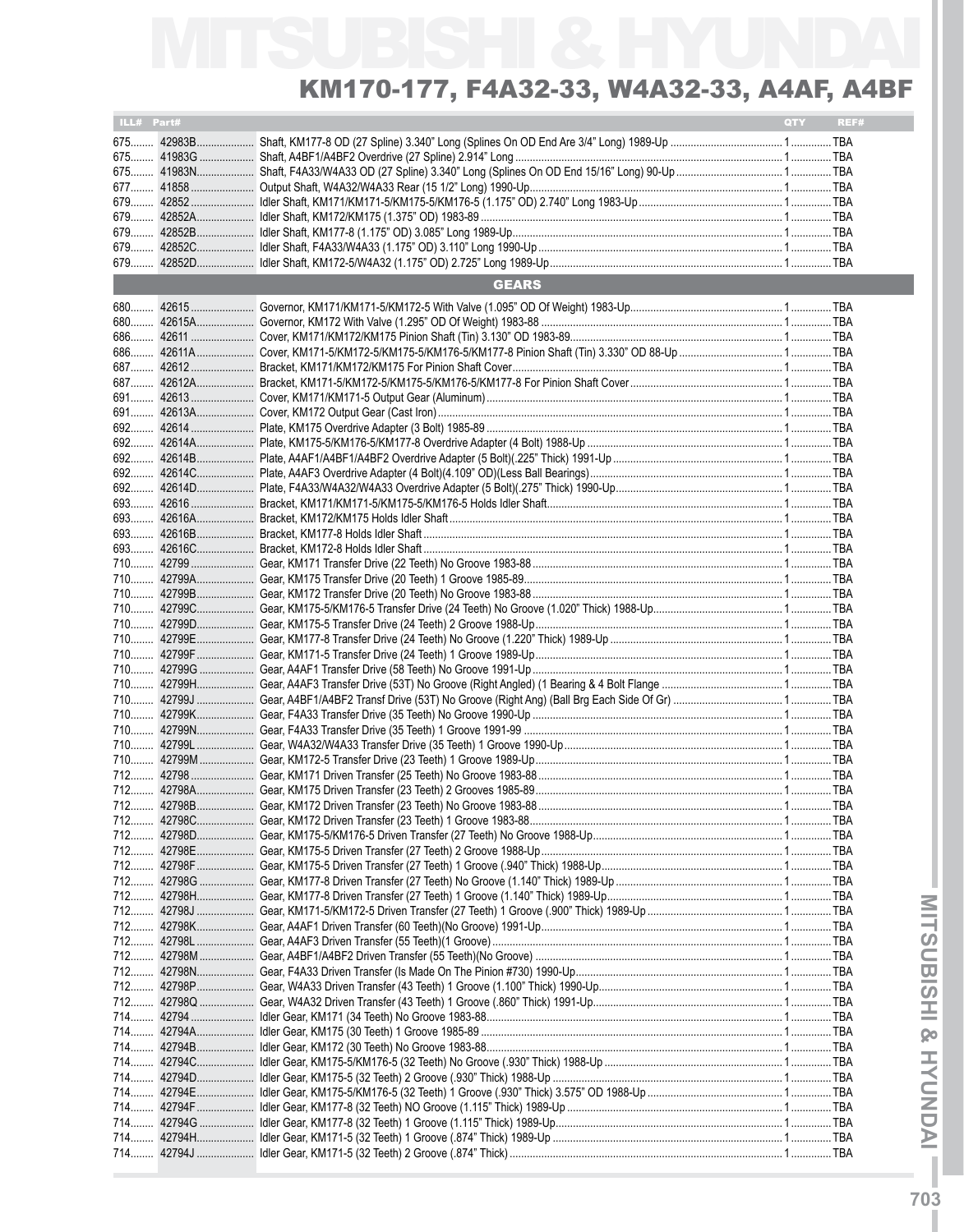# MITSUBISHI & HYUNDAI

## KM170-177, F4A32-33, W4A32-33, A4AF, A4BF

| ILL# | Part# | | QTY | REF# |
|---|---|---|---|---|
| 675 | 42983B | Shaft, KM177-8 OD (27 Spline) 3.340" Long (Splines On OD End Are 3/4" Long) 1989-Up | 1 | TBA |
| 675 | 41983G | Shaft, A4BF1/A4BF2 Overdrive (27 Spline) 2.914" Long | 1 | TBA |
| 675 | 41983N | Shaft, F4A33/W4A33 OD (27 Spline) 3.340" Long (Splines On OD End 15/16" Long) 90-Up | 1 | TBA |
| 677 | 41858 | Output Shaft, W4A32/W4A33 Rear (15 1/2" Long) 1990-Up | 1 | TBA |
| 679 | 42852 | Idler Shaft, KM171/KM171-5/KM175-5/KM176-5 (1.175" OD) 2.740" Long 1983-Up | 1 | TBA |
| 679 | 42852A | Idler Shaft, KM172/KM175 (1.375" OD) 1983-89 | 1 | TBA |
| 679 | 42852B | Idler Shaft, KM177-8 (1.175" OD) 3.085" Long 1989-Up | 1 | TBA |
| 679 | 42852C | Idler Shaft, F4A33/W4A33 (1.175" OD) 3.110" Long 1990-Up | 1 | TBA |
| 679 | 42852D | Idler Shaft, KM172-5/W4A32 (1.175" OD) 2.725" Long 1989-Up | 1 | TBA |
| | | **GEARS** | | |
| 680 | 42615 | Governor, KM171/KM171-5/KM172-5 With Valve (1.095" OD Of Weight) 1983-Up | 1 | TBA |
| 680 | 42615A | Governor, KM172 With Valve (1.295" OD Of Weight) 1983-88 | 1 | TBA |
| 686 | 42611 | Cover, KM171/KM172/KM175 Pinion Shaft (Tin) 3.130" OD 1983-89 | 1 | TBA |
| 686 | 42611A | Cover, KM171-5/KM172-5/KM175-5/KM176-5/KM177-8 Pinion Shaft (Tin) 3.330" OD 88-Up | 1 | TBA |
| 687 | 42612 | Bracket, KM171/KM172/KM175 For Pinion Shaft Cover | 1 | TBA |
| 687 | 42612A | Bracket, KM171-5/KM172-5/KM175-5/KM176-5/KM177-8 For Pinion Shaft Cover | 1 | TBA |
| 691 | 42613 | Cover, KM171/KM171-5 Output Gear (Aluminum) | 1 | TBA |
| 691 | 42613A | Cover, KM172 Output Gear (Cast Iron) | 1 | TBA |
| 692 | 42614 | Plate, KM175 Overdrive Adapter (3 Bolt) 1985-89 | 1 | TBA |
| 692 | 42614A | Plate, KM175-5/KM176-5/KM177-8 Overdrive Adapter (4 Bolt) 1988-Up | 1 | TBA |
| 692 | 42614B | Plate, A4AF1/A4BF1/A4BF2 Overdrive Adapter (5 Bolt)(.225" Thick) 1991-Up | 1 | TBA |
| 692 | 42614C | Plate, A4AF3 Overdrive Adapter (4 Bolt)(4.109" OD)(Less Ball Bearings) | 1 | TBA |
| 692 | 42614D | Plate, F4A33/W4A32/W4A33 Overdrive Adapter (5 Bolt)(.275" Thick) 1990-Up | 1 | TBA |
| 693 | 42616 | Bracket, KM171/KM171-5/KM175-5/KM176-5 Holds Idler Shaft | 1 | TBA |
| 693 | 42616A | Bracket, KM172/KM175 Holds Idler Shaft | 1 | TBA |
| 693 | 42616B | Bracket, KM177-8 Holds Idler Shaft | 1 | TBA |
| 693 | 42616C | Bracket, KM172-8 Holds Idler Shaft | 1 | TBA |
| 710 | 42799 | Gear, KM171 Transfer Drive (22 Teeth) No Groove 1983-88 | 1 | TBA |
| 710 | 42799A | Gear, KM175 Transfer Drive (20 Teeth) 1 Groove 1985-89 | 1 | TBA |
| 710 | 42799B | Gear, KM172 Transfer Drive (20 Teeth) No Groove 1983-88 | 1 | TBA |
| 710 | 42799C | Gear, KM175-5/KM176-5 Transfer Drive (24 Teeth) No Groove (1.020" Thick) 1988-Up | 1 | TBA |
| 710 | 42799D | Gear, KM175-5 Transfer Drive (24 Teeth) 2 Groove 1988-Up | 1 | TBA |
| 710 | 42799E | Gear, KM177-8 Transfer Drive (24 Teeth) No Groove (1.220" Thick) 1989-Up | 1 | TBA |
| 710 | 42799F | Gear, KM171-5 Transfer Drive (24 Teeth) 1 Groove 1989-Up | 1 | TBA |
| 710 | 42799G | Gear, A4AF1 Transfer Drive (58 Teeth) No Groove 1991-Up | 1 | TBA |
| 710 | 42799H | Gear, A4AF3 Transfer Drive (53T) No Groove (Right Angled) (1 Bearing & 4 Bolt Flange | 1 | TBA |
| 710 | 42799J | Gear, A4BF1/A4BF2 Transf Drive (53T) No Groove (Right Ang) (Ball Brg Each Side Of Gr) | 1 | TBA |
| 710 | 42799K | Gear, F4A33 Transfer Drive (35 Teeth) No Groove 1990-Up | 1 | TBA |
| 710 | 42799N | Gear, F4A33 Transfer Drive (35 Teeth) 1 Groove 1991-99 | 1 | TBA |
| 710 | 42799L | Gear, W4A32/W4A33 Transfer Drive (35 Teeth) 1 Groove 1990-Up | 1 | TBA |
| 710 | 42799M | Gear, KM172-5 Transfer Drive (23 Teeth) 1 Groove 1989-Up | 1 | TBA |
| 712 | 42798 | Gear, KM171 Driven Transfer (25 Teeth) No Groove 1983-88 | 1 | TBA |
| 712 | 42798A | Gear, KM175 Driven Transfer (23 Teeth) 2 Grooves 1985-89 | 1 | TBA |
| 712 | 42798B | Gear, KM172 Driven Transfer (23 Teeth) No Groove 1983-88 | 1 | TBA |
| 712 | 42798C | Gear, KM172 Driven Transfer (23 Teeth) 1 Groove 1983-88 | 1 | TBA |
| 712 | 42798D | Gear, KM175-5/KM176-5 Driven Transfer (27 Teeth) No Groove 1988-Up | 1 | TBA |
| 712 | 42798E | Gear, KM175-5 Driven Transfer (27 Teeth) 2 Groove 1988-Up | 1 | TBA |
| 712 | 42798F | Gear, KM175-5 Driven Transfer (27 Teeth) 1 Groove (.940" Thick) 1988-Up | 1 | TBA |
| 712 | 42798G | Gear, KM177-8 Driven Transfer (27 Teeth) No Groove (1.140" Thick) 1989-Up | 1 | TBA |
| 712 | 42798H | Gear, KM177-8 Driven Transfer (27 Teeth) 1 Groove (1.140" Thick) 1989-Up | 1 | TBA |
| 712 | 42798J | Gear, KM171-5/KM172-5 Driven Transfer (27 Teeth) 1 Groove (.900" Thick) 1989-Up | 1 | TBA |
| 712 | 42798K | Gear, A4AF1 Driven Transfer (60 Teeth)(No Groove) 1991-Up | 1 | TBA |
| 712 | 42798L | Gear, A4AF3 Driven Transfer (55 Teeth)(1 Groove) | 1 | TBA |
| 712 | 42798M | Gear, A4BF1/A4BF2 Driven Transfer (55 Teeth)(No Groove) | 1 | TBA |
| 712 | 42798N | Gear, F4A33 Driven Transfer (Is Made On The Pinion #730) 1990-Up | 1 | TBA |
| 712 | 42798P | Gear, W4A33 Driven Transfer (43 Teeth) 1 Groove (1.100" Thick) 1990-Up | 1 | TBA |
| 712 | 42798Q | Gear, W4A32 Driven Transfer (43 Teeth) 1 Groove (.860" Thick) 1991-Up | 1 | TBA |
| 714 | 42794 | Idler Gear, KM171 (34 Teeth) No Groove 1983-88 | 1 | TBA |
| 714 | 42794A | Idler Gear, KM175 (30 Teeth) 1 Groove 1985-89 | 1 | TBA |
| 714 | 42794B | Idler Gear, KM172 (30 Teeth) No Groove 1983-88 | 1 | TBA |
| 714 | 42794C | Idler Gear, KM175-5/KM176-5 (32 Teeth) No Groove (.930" Thick) 1988-Up | 1 | TBA |
| 714 | 42794D | Idler Gear, KM175-5 (32 Teeth) 2 Groove (.930" Thick) 1988-Up | 1 | TBA |
| 714 | 42794E | Idler Gear, KM175-5/KM176-5 (32 Teeth) 1 Groove (.930" Thick) 3.575" OD 1988-Up | 1 | TBA |
| 714 | 42794F | Idler Gear, KM177-8 (32 Teeth) NO Groove (1.115" Thick) 1989-Up | 1 | TBA |
| 714 | 42794G | Idler Gear, KM177-8 (32 Teeth) 1 Groove (1.115" Thick) 1989-Up | 1 | TBA |
| 714 | 42794H | Idler Gear, KM171-5 (32 Teeth) 1 Groove (.874" Thick) 1989-Up | 1 | TBA |
| 714 | 42794J | Idler Gear, KM171-5 (32 Teeth) 2 Groove (.874" Thick) | 1 | TBA |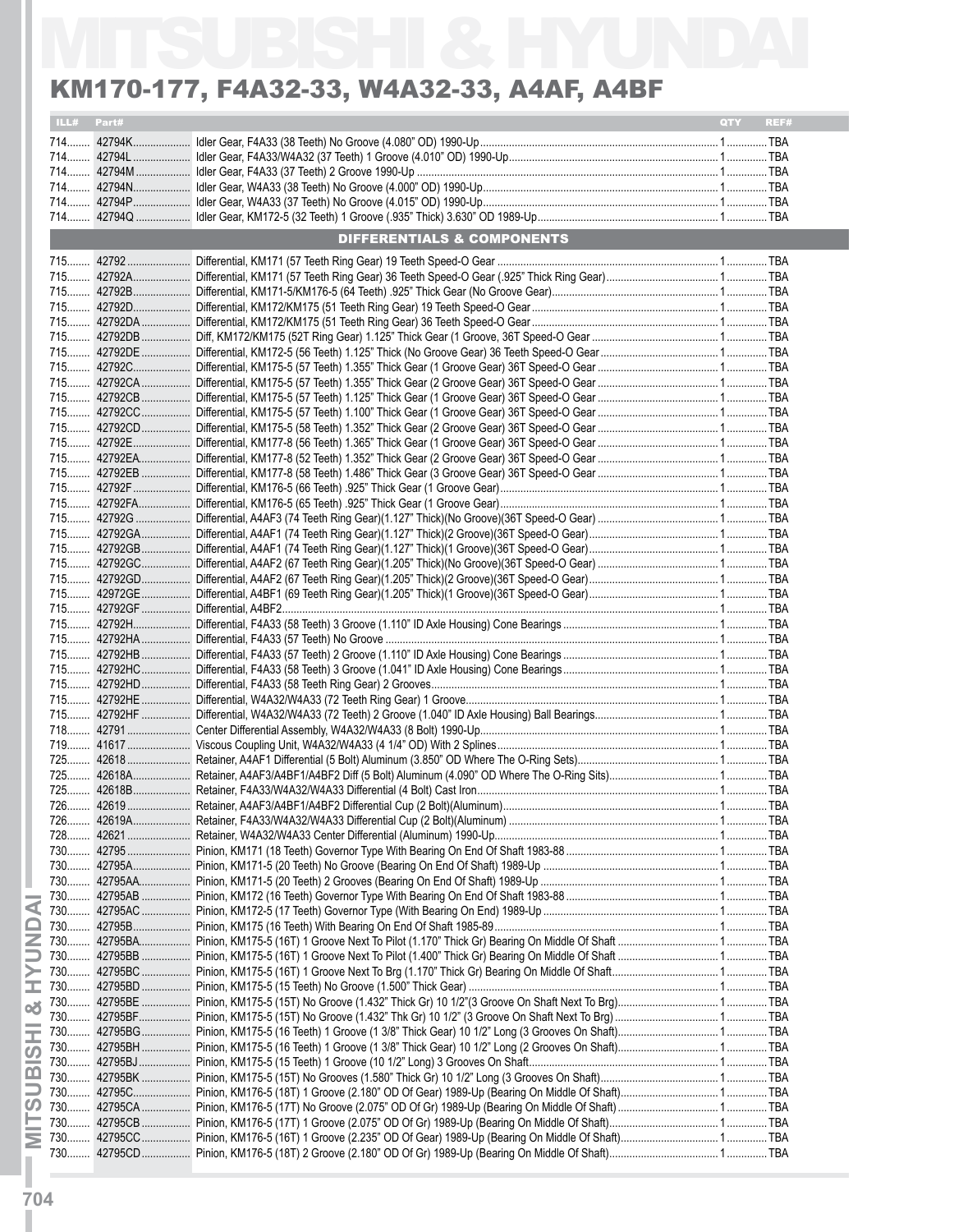# MITSUBISHI & HYUNDAI

## KM170-177, F4A32-33, W4A32-33, A4AF, A4BF

| ILL# | Part# | | QTY | REF# |
|---|---|---|---|---|
| 714 | 42794K | Idler Gear, F4A33 (38 Teeth) No Groove (4.080" OD) 1990-Up | 1 | TBA |
| 714 | 42794L | Idler Gear, F4A33/W4A32 (37 Teeth) 1 Groove (4.010" OD) 1990-Up | 1 | TBA |
| 714 | 42794M | Idler Gear, F4A33 (37 Teeth) 2 Groove 1990-Up | 1 | TBA |
| 714 | 42794N | Idler Gear, W4A33 (38 Teeth) No Groove (4.000" OD) 1990-Up | 1 | TBA |
| 714 | 42794P | Idler Gear, W4A33 (37 Teeth) No Groove (4.015" OD) 1990-Up | 1 | TBA |
| 714 | 42794Q | Idler Gear, KM172-5 (32 Teeth) 1 Groove (.935" Thick) 3.630" OD 1989-Up | 1 | TBA |
| | | **DIFFERENTIALS & COMPONENTS** | | |
| 715 | 42792 | Differential, KM171 (57 Teeth Ring Gear) 19 Teeth Speed-O Gear | 1 | TBA |
| 715 | 42792A | Differential, KM171 (57 Teeth Ring Gear) 36 Teeth Speed-O Gear (.925" Thick Ring Gear) | 1 | TBA |
| 715 | 42792B | Differential, KM171-5/KM176-5 (64 Teeth) .925" Thick Gear (No Groove Gear) | 1 | TBA |
| 715 | 42792D | Differential, KM172/KM175 (51 Teeth Ring Gear) 19 Teeth Speed-O Gear | 1 | TBA |
| 715 | 42792DA | Differential, KM172/KM175 (51 Teeth Ring Gear) 36 Teeth Speed-O Gear | 1 | TBA |
| 715 | 42792DB | Diff, KM172/KM175 (52T Ring Gear) 1.125" Thick Gear (1 Groove, 36T Speed-O Gear | 1 | TBA |
| 715 | 42792DE | Differential, KM172-5 (56 Teeth) 1.125" Thick (No Groove Gear) 36 Teeth Speed-O Gear | 1 | TBA |
| 715 | 42792C | Differential, KM175-5 (57 Teeth) 1.355" Thick Gear (1 Groove Gear) 36T Speed-O Gear | 1 | TBA |
| 715 | 42792CA | Differential, KM175-5 (57 Teeth) 1.355" Thick Gear (2 Groove Gear) 36T Speed-O Gear | 1 | TBA |
| 715 | 42792CB | Differential, KM175-5 (57 Teeth) 1.125" Thick Gear (1 Groove Gear) 36T Speed-O Gear | 1 | TBA |
| 715 | 42792CC | Differential, KM175-5 (57 Teeth) 1.100" Thick Gear (1 Groove Gear) 36T Speed-O Gear | 1 | TBA |
| 715 | 42792CD | Differential, KM175-5 (58 Teeth) 1.352" Thick Gear (2 Groove Gear) 36T Speed-O Gear | 1 | TBA |
| 715 | 42792E | Differential, KM177-8 (56 Teeth) 1.365" Thick Gear (1 Groove Gear) 36T Speed-O Gear | 1 | TBA |
| 715 | 42792EA | Differential, KM177-8 (52 Teeth) 1.352" Thick Gear (2 Groove Gear) 36T Speed-O Gear | 1 | TBA |
| 715 | 42792EB | Differential, KM177-8 (58 Teeth) 1.486" Thick Gear (3 Groove Gear) 36T Speed-O Gear | 1 | TBA |
| 715 | 42792F | Differential, KM176-5 (66 Teeth) .925" Thick Gear (1 Groove Gear) | 1 | TBA |
| 715 | 42792FA | Differential, KM176-5 (65 Teeth) .925" Thick Gear (1 Groove Gear) | 1 | TBA |
| 715 | 42792G | Differential, A4AF3 (74 Teeth Ring Gear)(1.127" Thick)(No Groove)(36T Speed-O Gear) | 1 | TBA |
| 715 | 42792GA | Differential, A4AF1 (74 Teeth Ring Gear)(1.127" Thick)(2 Groove)(36T Speed-O Gear) | 1 | TBA |
| 715 | 42792GB | Differential, A4AF1 (74 Teeth Ring Gear)(1.127" Thick)(1 Groove)(36T Speed-O Gear) | 1 | TBA |
| 715 | 42792GC | Differential, A4AF2 (67 Teeth Ring Gear)(1.205" Thick)(No Groove)(36T Speed-O Gear) | 1 | TBA |
| 715 | 42792GD | Differential, A4AF2 (67 Teeth Ring Gear)(1.205" Thick)(2 Groove)(36T Speed-O Gear) | 1 | TBA |
| 715 | 42972GE | Differential, A4BF1 (69 Teeth Ring Gear)(1.205" Thick)(1 Groove)(36T Speed-O Gear) | 1 | TBA |
| 715 | 42792GF | Differential, A4BF2 | 1 | TBA |
| 715 | 42792H | Differential, F4A33 (58 Teeth) 3 Groove (1.110" ID Axle Housing) Cone Bearings | 1 | TBA |
| 715 | 42792HA | Differential, F4A33 (57 Teeth) No Groove | 1 | TBA |
| 715 | 42792HB | Differential, F4A33 (57 Teeth) 2 Groove (1.110" ID Axle Housing) Cone Bearings | 1 | TBA |
| 715 | 42792HC | Differential, F4A33 (58 Teeth) 3 Groove (1.041" ID Axle Housing) Cone Bearings | 1 | TBA |
| 715 | 42792HD | Differential, F4A33 (58 Teeth Ring Gear) 2 Grooves | 1 | TBA |
| 715 | 42792HE | Differential, W4A32/W4A33 (72 Teeth Ring Gear) 1 Groove | 1 | TBA |
| 715 | 42792HF | Differential, W4A32/W4A33 (72 Teeth) 2 Groove (1.040" ID Axle Housing) Ball Bearings | 1 | TBA |
| 718 | 42791 | Center Differential Assembly, W4A32/W4A33 (8 Bolt) 1990-Up | 1 | TBA |
| 719 | 41617 | Viscous Coupling Unit, W4A32/W4A33 (4 1/4" OD) With 2 Splines | 1 | TBA |
| 725 | 42618 | Retainer, A4AF1 Differential (5 Bolt) Aluminum (3.850" OD Where The O-Ring Sets) | 1 | TBA |
| 725 | 42618A | Retainer, A4AF3/A4BF1/A4BF2 Diff (5 Bolt) Aluminum (4.090" OD Where The O-Ring Sits) | 1 | TBA |
| 725 | 42618B | Retainer, F4A33/W4A32/W4A33 Differential (4 Bolt) Cast Iron | 1 | TBA |
| 726 | 42619 | Retainer, A4AF3/A4BF1/A4BF2 Differential Cup (2 Bolt)(Aluminum) | 1 | TBA |
| 726 | 42619A | Retainer, F4A33/W4A32/W4A33 Differential Cup (2 Bolt)(Aluminum) | 1 | TBA |
| 728 | 42621 | Retainer, W4A32/W4A33 Center Differential (Aluminum) 1990-Up | 1 | TBA |
| 730 | 42795 | Pinion, KM171 (18 Teeth) Governor Type With Bearing On End Of Shaft 1983-88 | 1 | TBA |
| 730 | 42795A | Pinion, KM171-5 (20 Teeth) No Groove (Bearing On End Of Shaft) 1989-Up | 1 | TBA |
| 730 | 42795AA | Pinion, KM171-5 (20 Teeth) 2 Grooves (Bearing On End Of Shaft) 1989-Up | 1 | TBA |
| 730 | 42795AB | Pinion, KM172 (16 Teeth) Governor Type With Bearing On End Of Shaft 1983-88 | 1 | TBA |
| 730 | 42795AC | Pinion, KM172-5 (17 Teeth) Governor Type (With Bearing On End) 1989-Up | 1 | TBA |
| 730 | 42795B | Pinion, KM175 (16 Teeth) With Bearing On End Of Shaft 1985-89 | 1 | TBA |
| 730 | 42795BA | Pinion, KM175-5 (16T) 1 Groove Next To Pilot (1.170" Thick Gr) Bearing On Middle Of Shaft | 1 | TBA |
| 730 | 42795BB | Pinion, KM175-5 (16T) 1 Groove Next To Pilot (1.400" Thick Gr) Bearing On Middle Of Shaft | 1 | TBA |
| 730 | 42795BC | Pinion, KM175-5 (16T) 1 Groove Next To Brg (1.170" Thick Gr) Bearing On Middle Of Shaft | 1 | TBA |
| 730 | 42795BD | Pinion, KM175-5 (15 Teeth) No Groove (1.500" Thick Gear) | 1 | TBA |
| 730 | 42795BE | Pinion, KM175-5 (15T) No Groove (1.432" Thick Gr) 10 1/2"(3 Groove On Shaft Next To Brg) | 1 | TBA |
| 730 | 42795BF | Pinion, KM175-5 (15T) No Groove (1.432" Thk Gr) 10 1/2" (3 Groove On Shaft Next To Brg) | 1 | TBA |
| 730 | 42795BG | Pinion, KM175-5 (16 Teeth) 1 Groove (1 3/8" Thick Gear) 10 1/2" Long (3 Grooves On Shaft) | 1 | TBA |
| 730 | 42795BH | Pinion, KM175-5 (16 Teeth) 1 Groove (1 3/8" Thick Gear) 10 1/2" Long (2 Grooves On Shaft) | 1 | TBA |
| 730 | 42795BJ | Pinion, KM175-5 (15 Teeth) 1 Groove (10 1/2" Long) 3 Grooves On Shaft | 1 | TBA |
| 730 | 42795BK | Pinion, KM175-5 (15T) No Grooves (1.580" Thick Gr) 10 1/2" Long (3 Grooves On Shaft) | 1 | TBA |
| 730 | 42795C | Pinion, KM176-5 (18T) 1 Groove (2.180" OD Of Gear) 1989-Up (Bearing On Middle Of Shaft) | 1 | TBA |
| 730 | 42795CA | Pinion, KM176-5 (17T) No Groove (2.075" OD Of Gr) 1989-Up (Bearing On Middle Of Shaft) | 1 | TBA |
| 730 | 42795CB | Pinion, KM176-5 (17T) 1 Groove (2.075" OD Of Gr) 1989-Up (Bearing On Middle Of Shaft) | 1 | TBA |
| 730 | 42795CC | Pinion, KM176-5 (16T) 1 Groove (2.235" OD Of Gear) 1989-Up (Bearing On Middle Of Shaft) | 1 | TBA |
| 730 | 42795CD | Pinion, KM176-5 (18T) 2 Groove (2.180" OD Of Gr) 1989-Up (Bearing On Middle Of Shaft) | 1 | TBA |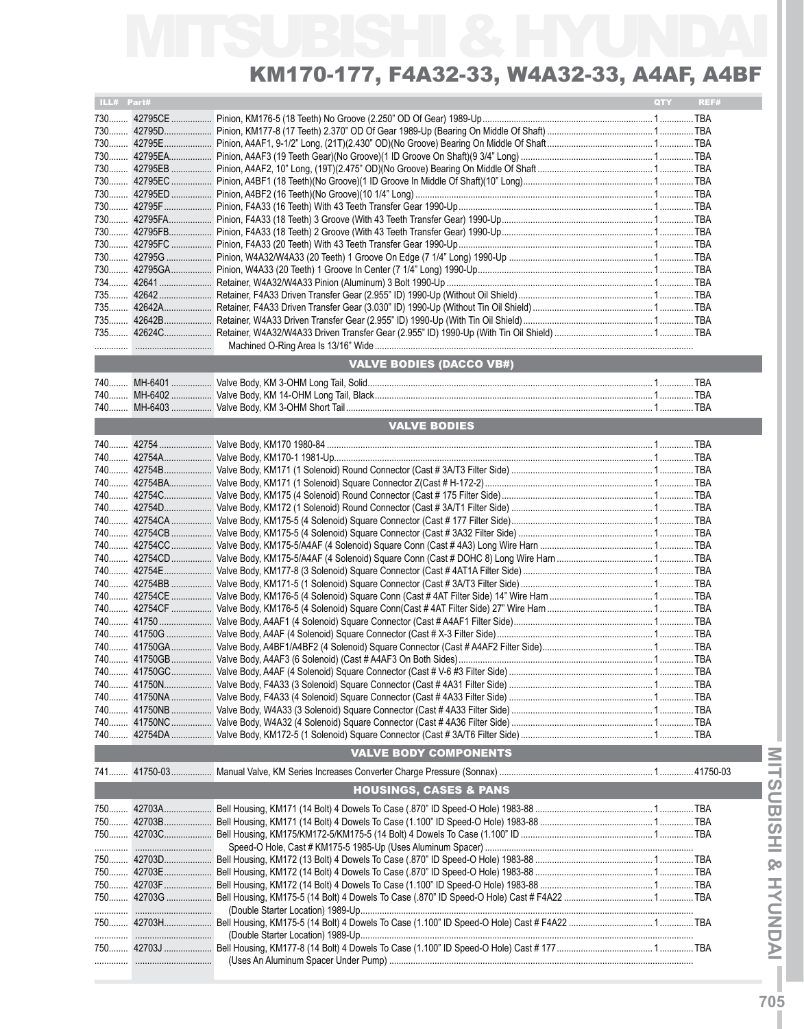# MITSUBISHI & HYUNDAI

## KM170-177, F4A32-33, W4A32-33, A4AF, A4BF

| ILL# | Part# | | QTY | REF# |
|---|---|---|---|---|
| 730 | 42795CE | Pinion, KM176-5 (18 Teeth) No Groove (2.250" OD Of Gear) 1989-Up | 1 | TBA |
| 730 | 42795D | Pinion, KM177-8 (17 Teeth) 2.370" OD Of Gear 1989-Up (Bearing On Middle Of Shaft) | 1 | TBA |
| 730 | 42795E | Pinion, A4AF1, 9-1/2" Long, (21T)(2.430" OD)(No Groove) Bearing On Middle Of Shaft | 1 | TBA |
| 730 | 42795EA | Pinion, A4AF3 (19 Teeth Gear)(No Groove)(1 ID Groove On Shaft)(9 3/4" Long) | 1 | TBA |
| 730 | 42795EB | Pinion, A4AF2, 10" Long, (19T)(2.475" OD)(No Groove) Bearing On Middle Of Shaft | 1 | TBA |
| 730 | 42795EC | Pinion, A4BF1 (18 Teeth)(No Groove)(1 ID Groove In Middle Of Shaft)(10" Long) | 1 | TBA |
| 730 | 42795ED | Pinion, A4BF2 (16 Teeth)(No Groove)(10 1/4" Long) | 1 | TBA |
| 730 | 42795F | Pinion, F4A33 (16 Teeth) With 43 Teeth Transfer Gear 1990-Up | 1 | TBA |
| 730 | 42795FA | Pinion, F4A33 (18 Teeth) 3 Groove (With 43 Teeth Transfer Gear) 1990-Up | 1 | TBA |
| 730 | 42795FB | Pinion, F4A33 (18 Teeth) 2 Groove (With 43 Teeth Transfer Gear) 1990-Up | 1 | TBA |
| 730 | 42795FC | Pinion, F4A33 (20 Teeth) With 43 Teeth Transfer Gear 1990-Up | 1 | TBA |
| 730 | 42795G | Pinion, W4A32/W4A33 (20 Teeth) 1 Groove On Edge (7 1/4" Long) 1990-Up | 1 | TBA |
| 730 | 42795GA | Pinion, W4A33 (20 Teeth) 1 Groove In Center (7 1/4" Long) 1990-Up | 1 | TBA |
| 734 | 42641 | Retainer, W4A32/W4A33 Pinion (Aluminum) 3 Bolt 1990-Up | 1 | TBA |
| 735 | 42642 | Retainer, F4A33 Driven Transfer Gear (2.955" ID) 1990-Up (Without Oil Shield) | 1 | TBA |
| 735 | 42642A | Retainer, F4A33 Driven Transfer Gear (3.030" ID) 1990-Up (Without Tin Oil Shield) | 1 | TBA |
| 735 | 42642B | Retainer, W4A33 Driven Transfer Gear (2.955" ID) 1990-Up (With Tin Oil Shield) | 1 | TBA |
| 735 | 42624C | Retainer, W4A32/W4A33 Driven Transfer Gear (2.955" ID) 1990-Up (With Tin Oil Shield) | 1 | TBA |
| | | Machined O-Ring Area Is 13/16" Wide | | |
| | | **VALVE BODIES (DACCO VB#)** | | |
| 740 | MH-6401 | Valve Body, KM 3-OHM Long Tail, Solid | 1 | TBA |
| 740 | MH-6402 | Valve Body, KM 14-OHM Long Tail, Black | 1 | TBA |
| 740 | MH-6403 | Valve Body, KM 3-OHM Short Tail | 1 | TBA |
| | | **VALVE BODIES** | | |
| 740 | 42754 | Valve Body, KM170 1980-84 | 1 | TBA |
| 740 | 42754A | Valve Body, KM170-1 1981-Up | 1 | TBA |
| 740 | 42754B | Valve Body, KM171 (1 Solenoid) Round Connector (Cast # 3A/T3 Filter Side) | 1 | TBA |
| 740 | 42754BA | Valve Body, KM171 (1 Solenoid) Square Connector Z(Cast # H-172-2) | 1 | TBA |
| 740 | 42754C | Valve Body, KM175 (4 Solenoid) Round Connector (Cast # 175 Filter Side) | 1 | TBA |
| 740 | 42754D | Valve Body, KM172 (1 Solenoid) Round Connector (Cast # 3A/T1 Filter Side) | 1 | TBA |
| 740 | 42754CA | Valve Body, KM175-5 (4 Solenoid) Square Connector (Cast # 177 Filter Side) | 1 | TBA |
| 740 | 42754CB | Valve Body, KM175-5 (4 Solenoid) Square Connector (Cast # 3A32 Filter Side) | 1 | TBA |
| 740 | 42754CC | Valve Body, KM175-5/A4AF (4 Solenoid) Square Conn (Cast # 4A3) Long Wire Harn | 1 | TBA |
| 740 | 42754CD | Valve Body, KM175-5/A4AF (4 Solenoid) Square Conn (Cast # DOHC 8) Long Wire Harn | 1 | TBA |
| 740 | 42754E | Valve Body, KM177-8 (3 Solenoid) Square Connector (Cast # 4AT1A Filter Side) | 1 | TBA |
| 740 | 42754BB | Valve Body, KM171-5 (1 Solenoid) Square Connector (Cast # 3A/T3 Filter Side) | 1 | TBA |
| 740 | 42754CE | Valve Body, KM176-5 (4 Solenoid) Square Conn (Cast # 4AT Filter Side) 14" Wire Harn | 1 | TBA |
| 740 | 42754CF | Valve Body, KM176-5 (4 Solenoid) Square Conn(Cast # 4AT Filter Side) 27" Wire Harn | 1 | TBA |
| 740 | 41750 | Valve Body, A4AF1 (4 Solenoid) Square Connector (Cast # A4AF1 Filter Side) | 1 | TBA |
| 740 | 41750G | Valve Body, A4AF (4 Solenoid) Square Connector (Cast # X-3 Filter Side) | 1 | TBA |
| 740 | 41750GA | Valve Body, A4BF1/A4BF2 (4 Solenoid) Square Connector (Cast # A4AF2 Filter Side) | 1 | TBA |
| 740 | 41750GB | Valve Body, A4AF3 (6 Solenoid) (Cast # A4AF3 On Both Sides) | 1 | TBA |
| 740 | 41750GC | Valve Body, A4AF (4 Solenoid) Square Connector (Cast # V-6 #3 Filter Side) | 1 | TBA |
| 740 | 41750N | Valve Body, F4A33 (3 Solenoid) Square Connector (Cast # 4A31 Filter Side) | 1 | TBA |
| 740 | 41750NA | Valve Body, F4A33 (4 Solenoid) Square Connector (Cast # 4A33 Filter Side) | 1 | TBA |
| 740 | 41750NB | Valve Body, W4A33 (3 Solenoid) Square Connector (Cast # 4A33 Filter Side) | 1 | TBA |
| 740 | 41750NC | Valve Body, W4A32 (4 Solenoid) Square Connector (Cast # 4A36 Filter Side) | 1 | TBA |
| 740 | 42754DA | Valve Body, KM172-5 (1 Solenoid) Square Connector (Cast # 3A/T6 Filter Side) | 1 | TBA |
| | | **VALVE BODY COMPONENTS** | | |
| 741 | 41750-03 | Manual Valve, KM Series Increases Converter Charge Pressure (Sonnax) | 1 | 41750-03 |
| | | **HOUSINGS, CASES & PANS** | | |
| 750 | 42703A | Bell Housing, KM171 (14 Bolt) 4 Dowels To Case (.870" ID Speed-O Hole) 1983-88 | 1 | TBA |
| 750 | 42703B | Bell Housing, KM171 (14 Bolt) 4 Dowels To Case (1.100" ID Speed-O Hole) 1983-88 | 1 | TBA |
| 750 | 42703C | Bell Housing, KM175/KM172-5/KM175-5 (14 Bolt) 4 Dowels To Case (1.100" ID | 1 | TBA |
| | | Speed-O Hole, Cast # KM175-5 1985-Up (Uses Aluminum Spacer) | | |
| 750 | 42703D | Bell Housing, KM172 (13 Bolt) 4 Dowels To Case (.870" ID Speed-O Hole) 1983-88 | 1 | TBA |
| 750 | 42703E | Bell Housing, KM172 (14 Bolt) 4 Dowels To Case (.870" ID Speed-O Hole) 1983-88 | 1 | TBA |
| 750 | 42703F | Bell Housing, KM172 (14 Bolt) 4 Dowels To Case (1.100" ID Speed-O Hole) 1983-88 | 1 | TBA |
| 750 | 42703G | Bell Housing, KM175-5 (14 Bolt) 4 Dowels To Case (.870" ID Speed-O Hole) Cast # F4A22 | 1 | TBA |
| | | (Double Starter Location) 1989-Up | | |
| 750 | 42703H | Bell Housing, KM175-5 (14 Bolt) 4 Dowels To Case (1.100" ID Speed-O Hole) Cast # F4A22 | 1 | TBA |
| | | (Double Starter Location) 1989-Up | | |
| 750 | 42703J | Bell Housing, KM177-8 (14 Bolt) 4 Dowels To Case (1.100" ID Speed-O Hole) Cast # 177 | 1 | TBA |
| | | (Uses An Aluminum Spacer Under Pump) | | |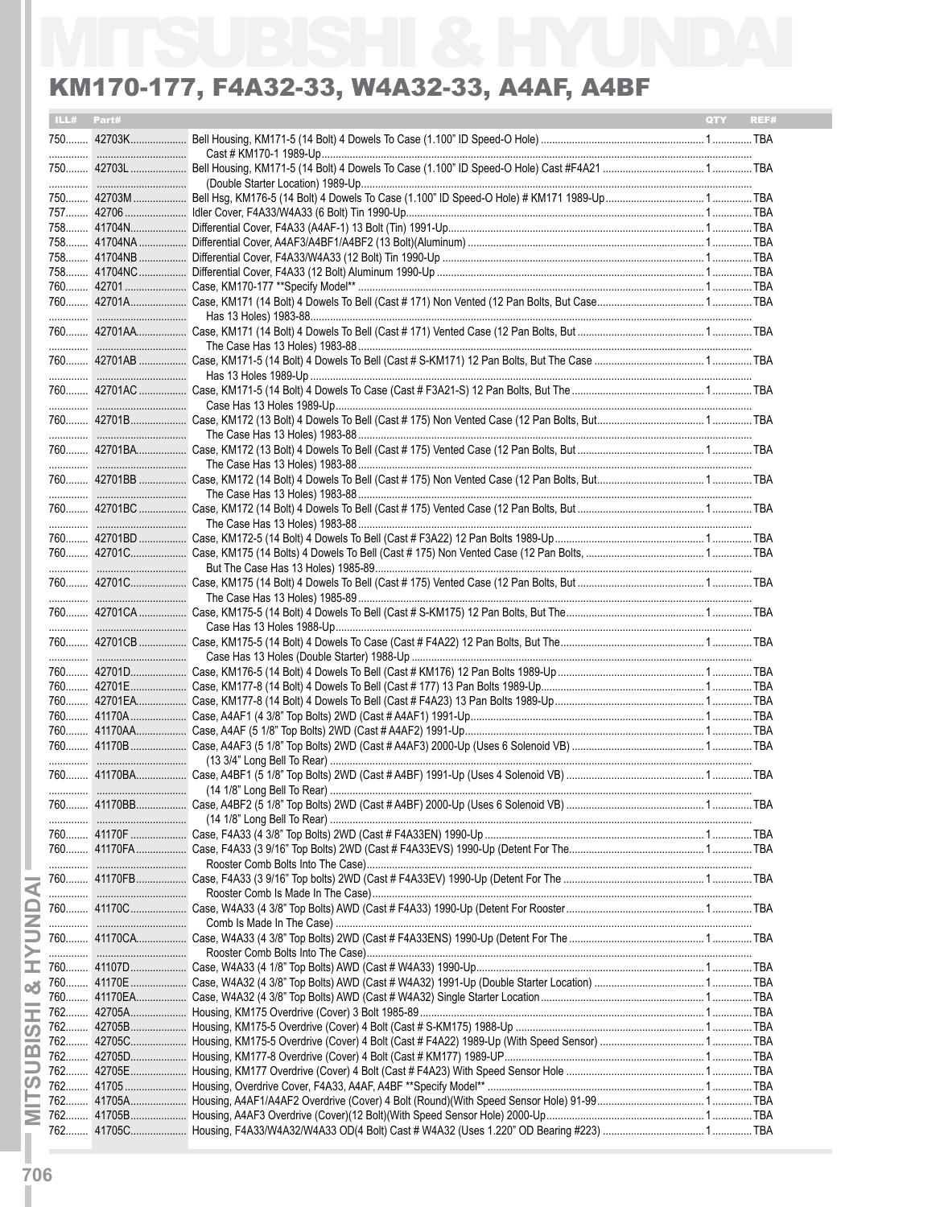# MITSUBISHI & HYUNDAI

## KM170-177, F4A32-33, W4A32-33, A4AF, A4BF

| ILL# | Part# | | QTY | REF# |
|---|---|---|---|---|
| 750 | 42703K | Bell Housing, KM171-5 (14 Bolt) 4 Dowels To Case (1.100" ID Speed-O Hole) Cast # KM170-1 1989-Up | 1 | TBA |
| 750 | 42703L | Bell Housing, KM171-5 (14 Bolt) 4 Dowels To Case (1.100" ID Speed-O Hole) Cast #F4A21 (Double Starter Location) 1989-Up | 1 | TBA |
| 750 | 42703M | Bell Hsg, KM176-5 (14 Bolt) 4 Dowels To Case (1.100" ID Speed-O Hole) # KM171 1989-Up | 1 | TBA |
| 757 | 42706 | Idler Cover, F4A33/W4A33 (6 Bolt) Tin 1990-Up | 1 | TBA |
| 758 | 41704N | Differential Cover, F4A33 (A4AF-1) 13 Bolt (Tin) 1991-Up | 1 | TBA |
| 758 | 41704NA | Differential Cover, A4AF3/A4BF1/A4BF2 (13 Bolt)(Aluminum) | 1 | TBA |
| 758 | 41704NB | Differential Cover, F4A33/W4A33 (12 Bolt) Tin 1990-Up | 1 | TBA |
| 758 | 41704NC | Differential Cover, F4A33 (12 Bolt) Aluminum 1990-Up | 1 | TBA |
| 760 | 42701 | Case, KM170-177 **Specify Model** | 1 | TBA |
| 760 | 42701A | Case, KM171 (14 Bolt) 4 Dowels To Bell (Cast # 171) Non Vented (12 Pan Bolts, But Case Has 13 Holes) 1983-88 | 1 | TBA |
| 760 | 42701AA | Case, KM171 (14 Bolt) 4 Dowels To Bell (Cast # 171) Vented Case (12 Pan Bolts, But The Case Has 13 Holes) 1983-88 | 1 | TBA |
| 760 | 42701AB | Case, KM171-5 (14 Bolt) 4 Dowels To Bell (Cast # S-KM171) 12 Pan Bolts, But The Case Has 13 Holes 1989-Up | 1 | TBA |
| 760 | 42701AC | Case, KM171-5 (14 Bolt) 4 Dowels To Case (Cast # F3A21-S) 12 Pan Bolts, But The Case Has 13 Holes 1989-Up | 1 | TBA |
| 760 | 42701B | Case, KM172 (13 Bolt) 4 Dowels To Bell (Cast # 175) Non Vented Case (12 Pan Bolts, But The Case Has 13 Holes) 1983-88 | 1 | TBA |
| 760 | 42701BA | Case, KM172 (13 Bolt) 4 Dowels To Bell (Cast # 175) Vented Case (12 Pan Bolts, But The Case Has 13 Holes) 1983-88 | 1 | TBA |
| 760 | 42701BB | Case, KM172 (14 Bolt) 4 Dowels To Bell (Cast # 175) Non Vented Case (12 Pan Bolts, But The Case Has 13 Holes) 1983-88 | 1 | TBA |
| 760 | 42701BC | Case, KM172 (14 Bolt) 4 Dowels To Bell (Cast # 175) Vented Case (12 Pan Bolts, But The Case Has 13 Holes) 1983-88 | 1 | TBA |
| 760 | 42701BD | Case, KM172-5 (14 Bolt) 4 Dowels To Bell (Cast # F3A22) 12 Pan Bolts 1989-Up | 1 | TBA |
| 760 | 42701C | Case, KM175 (14 Bolts) 4 Dowels To Bell (Cast # 175) Non Vented Case (12 Pan Bolts, But The Case Has 13 Holes) 1985-89 | 1 | TBA |
| 760 | 42701C | Case, KM175 (14 Bolt) 4 Dowels To Bell (Cast # 175) Vented Case (12 Pan Bolts, But The Case Has 13 Holes) 1985-89 | 1 | TBA |
| 760 | 42701CA | Case, KM175-5 (14 Bolt) 4 Dowels To Bell (Cast # S-KM175) 12 Pan Bolts, But The Case Has 13 Holes 1988-Up | 1 | TBA |
| 760 | 42701CB | Case, KM175-5 (14 Bolt) 4 Dowels To Case (Cast # F4A22) 12 Pan Bolts, But The Case Has 13 Holes (Double Starter) 1988-Up | 1 | TBA |
| 760 | 42701D | Case, KM176-5 (14 Bolt) 4 Dowels To Bell (Cast # KM176) 12 Pan Bolts 1989-Up | 1 | TBA |
| 760 | 42701E | Case, KM177-8 (14 Bolt) 4 Dowels To Bell (Cast # 177) 13 Pan Bolts 1989-Up | 1 | TBA |
| 760 | 42701EA | Case, KM177-8 (14 Bolt) 4 Dowels To Bell (Cast # F4A23) 13 Pan Bolts 1989-Up | 1 | TBA |
| 760 | 41170A | Case, A4AF1 (4 3/8" Top Bolts) 2WD (Cast # A4AF1) 1991-Up | 1 | TBA |
| 760 | 41170AA | Case, A4AF (5 1/8" Top Bolts) 2WD (Cast # A4AF2) 1991-Up | 1 | TBA |
| 760 | 41170B | Case, A4AF3 (5 1/8" Top Bolts) 2WD (Cast # A4AF3) 2000-Up (Uses 6 Solenoid VB) (13 3/4" Long Bell To Rear) | 1 | TBA |
| 760 | 41170BA | Case, A4BF1 (5 1/8" Top Bolts) 2WD (Cast # A4BF) 1991-Up (Uses 4 Solenoid VB) (14 1/8" Long Bell To Rear) | 1 | TBA |
| 760 | 41170BB | Case, A4BF2 (5 1/8" Top Bolts) 2WD (Cast # A4BF) 2000-Up (Uses 6 Solenoid VB) (14 1/8" Long Bell To Rear) | 1 | TBA |
| 760 | 41170F | Case, F4A33 (4 3/8" Top Bolts) 2WD (Cast # F4A33EN) 1990-Up | 1 | TBA |
| 760 | 41170FA | Case, F4A33 (3 9/16" Top Bolts) 2WD (Cast # F4A33EVS) 1990-Up (Detent For The Rooster Comb Bolts Into The Case) | 1 | TBA |
| 760 | 41170FB | Case, F4A33 (3 9/16" Top bolts) 2WD (Cast # F4A33EV) 1990-Up (Detent For The Rooster Comb Is Made In The Case) | 1 | TBA |
| 760 | 41170C | Case, W4A33 (4 3/8" Top Bolts) AWD (Cast # F4A33) 1990-Up (Detent For Rooster Comb Is Made In The Case) | 1 | TBA |
| 760 | 41170CA | Case, W4A33 (4 3/8" Top Bolts) 2WD (Cast # F4A33ENS) 1990-Up (Detent For The Rooster Comb Bolts Into The Case) | 1 | TBA |
| 760 | 41107D | Case, W4A33 (4 1/8" Top Bolts) AWD (Cast # W4A33) 1990-Up | 1 | TBA |
| 760 | 41170E | Case, W4A32 (4 3/8" Top Bolts) AWD (Cast # W4A32) 1991-Up (Double Starter Location) | 1 | TBA |
| 760 | 41170EA | Case, W4A32 (4 3/8" Top Bolts) AWD (Cast # W4A32) Single Starter Location | 1 | TBA |
| 762 | 42705A | Housing, KM175 Overdrive (Cover) 3 Bolt 1985-89 | 1 | TBA |
| 762 | 42705B | Housing, KM175-5 Overdrive (Cover) 4 Bolt (Cast # S-KM175) 1988-Up | 1 | TBA |
| 762 | 42705C | Housing, KM175-5 Overdrive (Cover) 4 Bolt (Cast # F4A22) 1989-Up (With Speed Sensor) | 1 | TBA |
| 762 | 42705D | Housing, KM177-8 Overdrive (Cover) 4 Bolt (Cast # KM177) 1989-UP | 1 | TBA |
| 762 | 42705E | Housing, KM177 Overdrive (Cover) 4 Bolt (Cast # F4A23) With Speed Sensor Hole | 1 | TBA |
| 762 | 41705 | Housing, Overdrive Cover, F4A33, A4AF, A4BF **Specify Model** | 1 | TBA |
| 762 | 41705A | Housing, A4AF1/A4AF2 Overdrive (Cover) 4 Bolt (Round)(With Speed Sensor Hole) 91-99 | 1 | TBA |
| 762 | 41705B | Housing, A4AF3 Overdrive (Cover)(12 Bolt)(With Speed Sensor Hole) 2000-Up | 1 | TBA |
| 762 | 41705C | Housing, F4A33/W4A32/W4A33 OD(4 Bolt) Cast # W4A32 (Uses 1.220" OD Bearing #223) | 1 | TBA |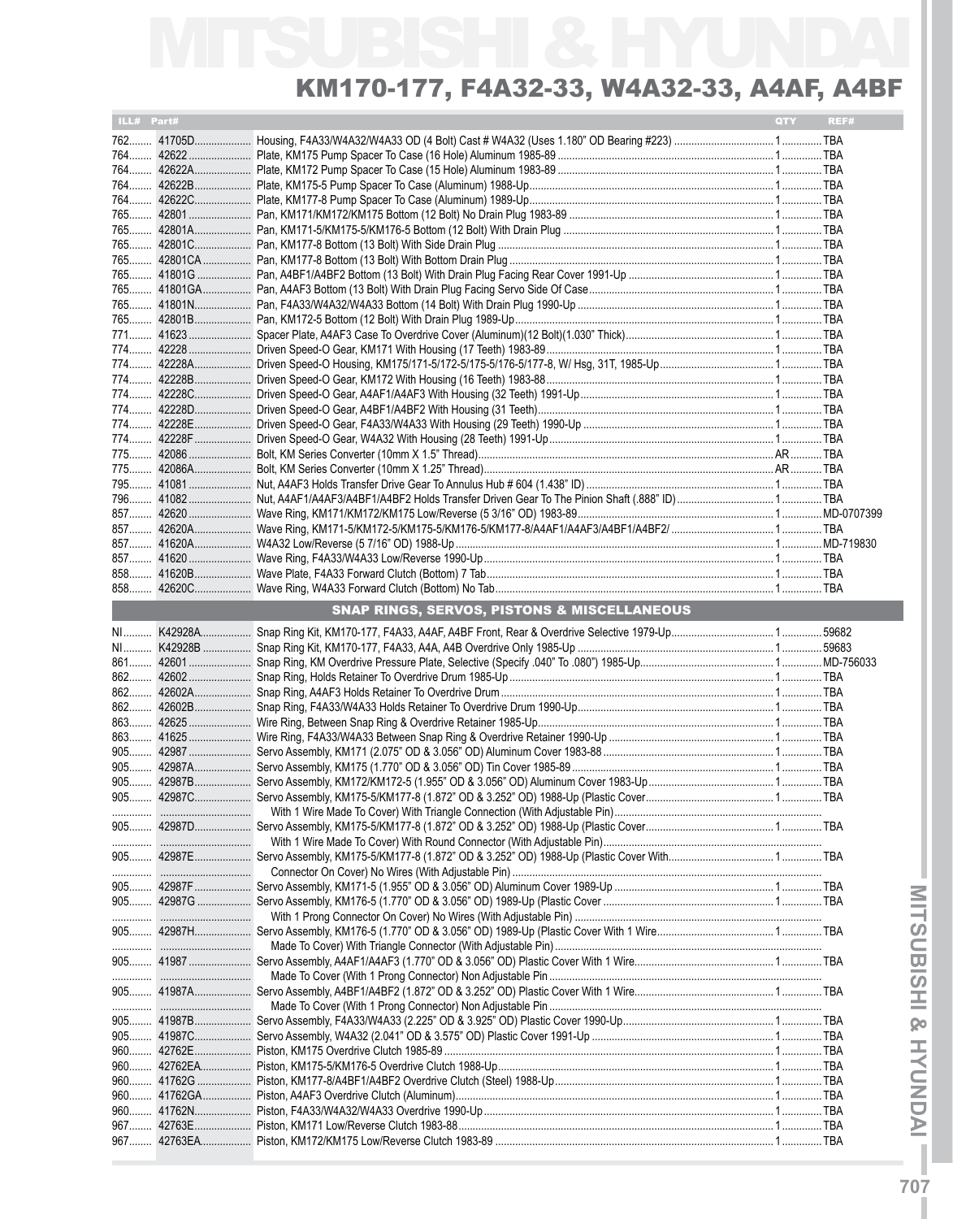# MITSUBISHI & HYUNDAI

## KM170-177, F4A32-33, W4A32-33, A4AF, A4BF

| ILL# | Part# | | QTY | REF# |
|---|---|---|---|---|
| 762 | 41705D | Housing, F4A33/W4A32/W4A33 OD (4 Bolt) Cast # W4A32 (Uses 1.180" OD Bearing #223) | 1 | TBA |
| 764 | 42622 | Plate, KM175 Pump Spacer To Case (16 Hole) Aluminum 1985-89 | 1 | TBA |
| 764 | 42622A | Plate, KM172 Pump Spacer To Case (15 Hole) Aluminum 1983-89 | 1 | TBA |
| 764 | 42622B | Plate, KM175-5 Pump Spacer To Case (Aluminum) 1988-Up | 1 | TBA |
| 764 | 42622C | Plate, KM177-8 Pump Spacer To Case (Aluminum) 1989-Up | 1 | TBA |
| 765 | 42801 | Pan, KM171/KM172/KM175 Bottom (12 Bolt) No Drain Plug 1983-89 | 1 | TBA |
| 765 | 42801A | Pan, KM171-5/KM175-5/KM176-5 Bottom (12 Bolt) With Drain Plug | 1 | TBA |
| 765 | 42801C | Pan, KM177-8 Bottom (13 Bolt) With Side Drain Plug | 1 | TBA |
| 765 | 42801CA | Pan, KM177-8 Bottom (13 Bolt) With Bottom Drain Plug | 1 | TBA |
| 765 | 41801G | Pan, A4BF1/A4BF2 Bottom (13 Bolt) With Drain Plug Facing Rear Cover 1991-Up | 1 | TBA |
| 765 | 41801GA | Pan, A4AF3 Bottom (13 Bolt) With Drain Plug Facing Servo Side Of Case | 1 | TBA |
| 765 | 41801N | Pan, F4A33/W4A32/W4A33 Bottom (14 Bolt) With Drain Plug 1990-Up | 1 | TBA |
| 765 | 42801B | Pan, KM172-5 Bottom (12 Bolt) With Drain Plug 1989-Up | 1 | TBA |
| 771 | 41623 | Spacer Plate, A4AF3 Case To Overdrive Cover (Aluminum)(12 Bolt)(1.030" Thick) | 1 | TBA |
| 774 | 42228 | Driven Speed-O Gear, KM171 With Housing (17 Teeth) 1983-89 | 1 | TBA |
| 774 | 42228A | Driven Speed-O Housing, KM175/171-5/172-5/175-5/176-5/177-8, W/ Hsg, 31T, 1985-Up | 1 | TBA |
| 774 | 42228B | Driven Speed-O Gear, KM172 With Housing (16 Teeth) 1983-88 | 1 | TBA |
| 774 | 42228C | Driven Speed-O Gear, A4AF1/A4AF3 With Housing (32 Teeth) 1991-Up | 1 | TBA |
| 774 | 42228D | Driven Speed-O Gear, A4BF1/A4BF2 With Housing (31 Teeth) | 1 | TBA |
| 774 | 42228E | Driven Speed-O Gear, F4A33/W4A33 With Housing (29 Teeth) 1990-Up | 1 | TBA |
| 774 | 42228F | Driven Speed-O Gear, W4A32 With Housing (28 Teeth) 1991-Up | 1 | TBA |
| 775 | 42086 | Bolt, KM Series Converter (10mm X 1.5" Thread) | AR | TBA |
| 775 | 42086A | Bolt, KM Series Converter (10mm X 1.25" Thread) | AR | TBA |
| 795 | 41081 | Nut, A4AF3 Holds Transfer Drive Gear To Annulus Hub # 604 (1.438" ID) | 1 | TBA |
| 796 | 41082 | Nut, A4AF1/A4AF3/A4BF1/A4BF2 Holds Transfer Driven Gear To The Pinion Shaft (.888" ID) | 1 | TBA |
| 857 | 42620 | Wave Ring, KM171/KM172/KM175 Low/Reverse (5 3/16" OD) 1983-89 | 1 | MD-0707399 |
| 857 | 42620A | Wave Ring, KM171-5/KM172-5/KM175-5/KM176-5/KM177-8/A4AF1/A4AF3/A4BF1/A4BF2/ | 1 | TBA |
| 857 | 41620A | W4A32 Low/Reverse (5 7/16" OD) 1988-Up | 1 | MD-719830 |
| 857 | 41620 | Wave Ring, F4A33/W4A33 Low/Reverse 1990-Up | 1 | TBA |
| 858 | 41620B | Wave Plate, F4A33 Forward Clutch (Bottom) 7 Tab | 1 | TBA |
| 858 | 42620C | Wave Ring, W4A33 Forward Clutch (Bottom) No Tab | 1 | TBA |

### SNAP RINGS, SERVOS, PISTONS & MISCELLANEOUS

| ILL# | Part# | | QTY | REF# |
|---|---|---|---|---|
| NI | K42928A | Snap Ring Kit, KM170-177, F4A33, A4AF, A4BF Front, Rear & Overdrive Selective 1979-Up | 1 | 59682 |
| NI | K42928B | Snap Ring Kit, KM170-177, F4A33, A4A, A4B Overdrive Only 1985-Up | 1 | 59683 |
| 861 | 42601 | Snap Ring, KM Overdrive Pressure Plate, Selective (Specify .040" To .080") 1985-Up | 1 | MD-756033 |
| 862 | 42602 | Snap Ring, Holds Retainer To Overdrive Drum 1985-Up | 1 | TBA |
| 862 | 42602A | Snap Ring, A4AF3 Holds Retainer To Overdrive Drum | 1 | TBA |
| 862 | 42602B | Snap Ring, F4A33/W4A33 Holds Retainer To Overdrive Drum 1990-Up | 1 | TBA |
| 863 | 42625 | Wire Ring, Between Snap Ring & Overdrive Retainer 1985-Up | 1 | TBA |
| 863 | 41625 | Wire Ring, F4A33/W4A33 Between Snap Ring & Overdrive Retainer 1990-Up | 1 | TBA |
| 905 | 42987 | Servo Assembly, KM171 (2.075" OD & 3.056" OD) Aluminum Cover 1983-88 | 1 | TBA |
| 905 | 42987A | Servo Assembly, KM175 (1.770" OD & 3.056" OD) Tin Cover 1985-89 | 1 | TBA |
| 905 | 42987B | Servo Assembly, KM172/KM172-5 (1.955" OD & 3.056" OD) Aluminum Cover 1983-Up | 1 | TBA |
| 905 | 42987C | Servo Assembly, KM175-5/KM177-8 (1.872" OD & 3.252" OD) 1988-Up (Plastic Cover | 1 | TBA |
| | | With 1 Wire Made To Cover) With Triangle Connection (With Adjustable Pin) | | |
| 905 | 42987D | Servo Assembly, KM175-5/KM177-8 (1.872" OD & 3.252" OD) 1988-Up (Plastic Cover | 1 | TBA |
| | | With 1 Wire Made To Cover) With Round Connector (With Adjustable Pin) | | |
| 905 | 42987E | Servo Assembly, KM175-5/KM177-8 (1.872" OD & 3.252" OD) 1988-Up (Plastic Cover With | 1 | TBA |
| | | Connector On Cover) No Wires (With Adjustable Pin) | | |
| 905 | 42987F | Servo Assembly, KM171-5 (1.955" OD & 3.056" OD) Aluminum Cover 1989-Up | 1 | TBA |
| 905 | 42987G | Servo Assembly, KM176-5 (1.770" OD & 3.056" OD) 1989-Up (Plastic Cover | 1 | TBA |
| | | With 1 Prong Connector On Cover) No Wires (With Adjustable Pin) | | |
| 905 | 42987H | Servo Assembly, KM176-5 (1.770" OD & 3.056" OD) 1989-Up (Plastic Cover With 1 Wire | 1 | TBA |
| | | Made To Cover) With Triangle Connector (With Adjustable Pin) | | |
| 905 | 41987 | Servo Assembly, A4AF1/A4AF3 (1.770" OD & 3.056" OD) Plastic Cover With 1 Wire | 1 | TBA |
| | | Made To Cover (With 1 Prong Connector) Non Adjustable Pin | | |
| 905 | 41987A | Servo Assembly, A4BF1/A4BF2 (1.872" OD & 3.252" OD) Plastic Cover With 1 Wire | 1 | TBA |
| | | Made To Cover (With 1 Prong Connector) Non Adjustable Pin | | |
| 905 | 41987B | Servo Assembly, F4A33/W4A33 (2.225" OD & 3.925" OD) Plastic Cover 1990-Up | 1 | TBA |
| 905 | 41987C | Servo Assembly, W4A32 (2.041" OD & 3.575" OD) Plastic Cover 1991-Up | 1 | TBA |
| 960 | 42762E | Piston, KM175 Overdrive Clutch 1985-89 | 1 | TBA |
| 960 | 42762EA | Piston, KM175-5/KM176-5 Overdrive Clutch 1988-Up | 1 | TBA |
| 960 | 41762G | Piston, KM177-8/A4BF1/A4BF2 Overdrive Clutch (Steel) 1988-Up | 1 | TBA |
| 960 | 41762GA | Piston, A4AF3 Overdrive Clutch (Aluminum) | 1 | TBA |
| 960 | 41762N | Piston, F4A33/W4A32/W4A33 Overdrive 1990-Up | 1 | TBA |
| 967 | 42763E | Piston, KM171 Low/Reverse Clutch 1983-88 | 1 | TBA |
| 967 | 42763EA | Piston, KM172/KM175 Low/Reverse Clutch 1983-89 | 1 | TBA |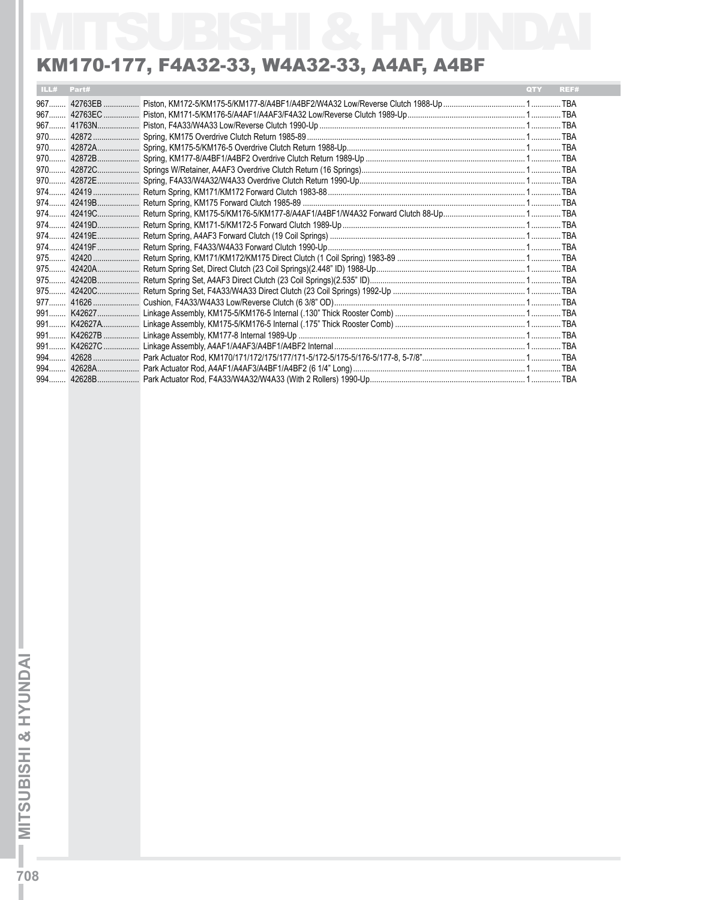# KM170-177, F4A32-33, W4A32-33, A4AF, A4BF

| ILL# | Part# | | QTY | REF# |
|---|---|---|---|---|
| 967 | 42763EB | Piston, KM172-5/KM175-5/KM177-8/A4BF1/A4BF2/W4A32 Low/Reverse Clutch 1988-Up | 1 | TBA |
| 967 | 42763EC | Piston, KM171-5/KM176-5/A4AF1/A4AF3/F4A32 Low/Reverse Clutch 1989-Up | 1 | TBA |
| 967 | 41763N | Piston, F4A33/W4A33 Low/Reverse Clutch 1990-Up | 1 | TBA |
| 970 | 42872 | Spring, KM175 Overdrive Clutch Return 1985-89 | 1 | TBA |
| 970 | 42872A | Spring, KM175-5/KM176-5 Overdrive Clutch Return 1988-Up | 1 | TBA |
| 970 | 42872B | Spring, KM177-8/A4BF1/A4BF2 Overdrive Clutch Return 1989-Up | 1 | TBA |
| 970 | 42872C | Springs W/Retainer, A4AF3 Overdrive Clutch Return (16 Springs) | 1 | TBA |
| 970 | 42872E | Spring, F4A33/W4A32/W4A33 Overdrive Clutch Return 1990-Up | 1 | TBA |
| 974 | 42419 | Return Spring, KM171/KM172 Forward Clutch 1983-88 | 1 | TBA |
| 974 | 42419B | Return Spring, KM175 Forward Clutch 1985-89 | 1 | TBA |
| 974 | 42419C | Return Spring, KM175-5/KM176-5/KM177-8/A4AF1/A4BF1/W4A32 Forward Clutch 88-Up | 1 | TBA |
| 974 | 42419D | Return Spring, KM171-5/KM172-5 Forward Clutch 1989-Up | 1 | TBA |
| 974 | 42419E | Return Spring, A4AF3 Forward Clutch (19 Coil Springs) | 1 | TBA |
| 974 | 42419F | Return Spring, F4A33/W4A33 Forward Clutch 1990-Up | 1 | TBA |
| 975 | 42420 | Return Spring, KM171/KM172/KM175 Direct Clutch (1 Coil Spring) 1983-89 | 1 | TBA |
| 975 | 42420A | Return Spring Set, Direct Clutch (23 Coil Springs)(2.448" ID) 1988-Up | 1 | TBA |
| 975 | 42420B | Return Spring Set, A4AF3 Direct Clutch (23 Coil Springs)(2.535" ID) | 1 | TBA |
| 975 | 42420C | Return Spring Set, F4A33/W4A33 Direct Clutch (23 Coil Springs) 1992-Up | 1 | TBA |
| 977 | 41626 | Cushion, F4A33/W4A33 Low/Reverse Clutch (6 3/8" OD) | 1 | TBA |
| 991 | K42627 | Linkage Assembly, KM175-5/KM176-5 Internal (.130" Thick Rooster Comb) | 1 | TBA |
| 991 | K42627A | Linkage Assembly, KM175-5/KM176-5 Internal (.175" Thick Rooster Comb) | 1 | TBA |
| 991 | K42627B | Linkage Assembly, KM177-8 Internal 1989-Up | 1 | TBA |
| 991 | K42627C | Linkage Assembly, A4AF1/A4AF3/A4BF1/A4BF2 Internal | 1 | TBA |
| 994 | 42628 | Park Actuator Rod, KM170/171/172/175/177/171-5/172-5/175-5/176-5/177-8, 5-7/8" | 1 | TBA |
| 994 | 42628A | Park Actuator Rod, A4AF1/A4AF3/A4BF1/A4BF2 (6 1/4" Long) | 1 | TBA |
| 994 | 42628B | Park Actuator Rod, F4A33/W4A32/W4A33 (With 2 Rollers) 1990-Up | 1 | TBA |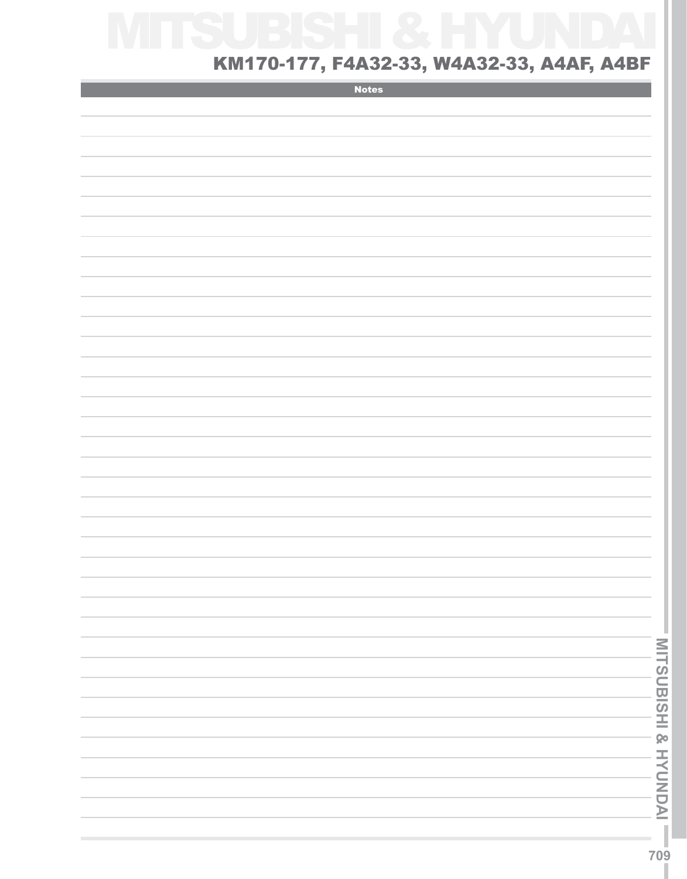## Notes